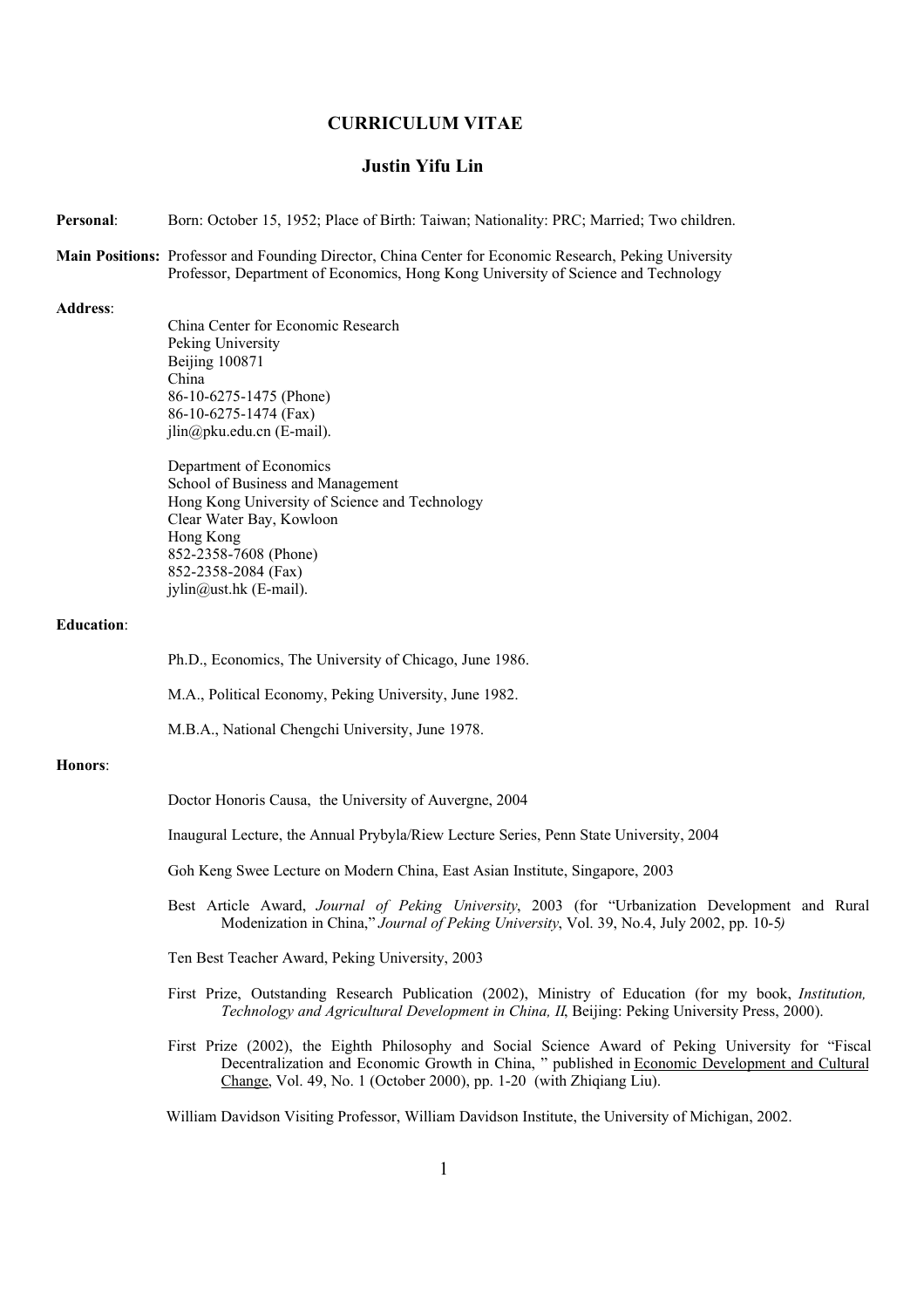# CURRICULUM VITAE

## Justin Yifu Lin

**Personal**: Born: October 15, 1952; Place of Birth: Taiwan; Nationality: PRC; Married; Two children.

**Main Positions:** Professor and Founding Director, China Center for Economic Research, Peking University
Professor, Department of Economics, Hong Kong University of Science and Technology

**Address**:

China Center for Economic Research
Peking University
Beijing 100871
China
86-10-6275-1475 (Phone)
86-10-6275-1474 (Fax)
jlin@pku.edu.cn (E-mail).

Department of Economics
School of Business and Management
Hong Kong University of Science and Technology
Clear Water Bay, Kowloon
Hong Kong
852-2358-7608 (Phone)
852-2358-2084 (Fax)
jylin@ust.hk (E-mail).

**Education**:

Ph.D., Economics, The University of Chicago, June 1986.

M.A., Political Economy, Peking University, June 1982.

M.B.A., National Chengchi University, June 1978.

**Honors**:

Doctor Honoris Causa, the University of Auvergne, 2004

Inaugural Lecture, the Annual Prybyla/Riew Lecture Series, Penn State University, 2004

Goh Keng Swee Lecture on Modern China, East Asian Institute, Singapore, 2003

Best Article Award, *Journal of Peking University*, 2003 (for "Urbanization Development and Rural Modenization in China," *Journal of Peking University*, Vol. 39, No.4, July 2002, pp. 10-5*)*

Ten Best Teacher Award, Peking University, 2003

First Prize, Outstanding Research Publication (2002), Ministry of Education (for my book, *Institution, Technology and Agricultural Development in China, II*, Beijing: Peking University Press, 2000).

First Prize (2002), the Eighth Philosophy and Social Science Award of Peking University for "Fiscal Decentralization and Economic Growth in China, " published in Economic Development and Cultural Change, Vol. 49, No. 1 (October 2000), pp. 1-20 (with Zhiqiang Liu).

William Davidson Visiting Professor, William Davidson Institute, the University of Michigan, 2002.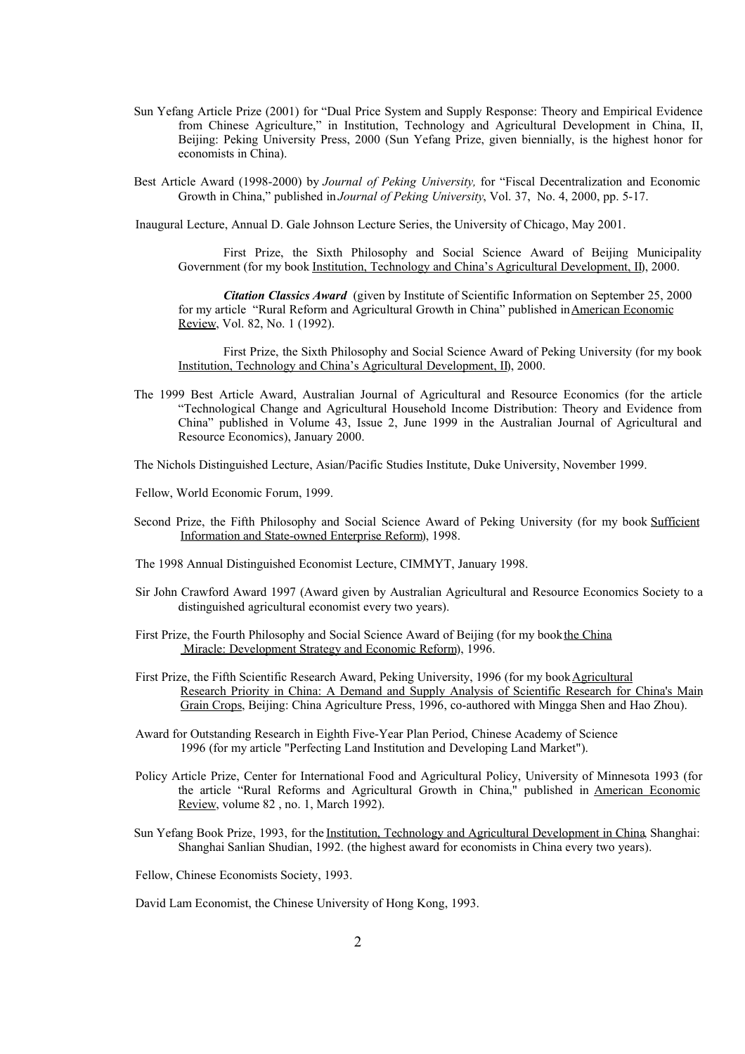Sun Yefang Article Prize (2001) for "Dual Price System and Supply Response: Theory and Empirical Evidence from Chinese Agriculture," in Institution, Technology and Agricultural Development in China, II, Beijing: Peking University Press, 2000 (Sun Yefang Prize, given biennially, is the highest honor for economists in China).

Best Article Award (1998-2000) by *Journal of Peking University,* for "Fiscal Decentralization and Economic Growth in China," published in *Journal of Peking University*, Vol. 37, No. 4, 2000, pp. 5-17.

Inaugural Lecture, Annual D. Gale Johnson Lecture Series, the University of Chicago, May 2001.

First Prize, the Sixth Philosophy and Social Science Award of Beijing Municipality Government (for my book Institution, Technology and China's Agricultural Development, II), 2000.

***Citation Classics Award*** (given by Institute of Scientific Information on September 25, 2000 for my article "Rural Reform and Agricultural Growth in China" published in American Economic Review, Vol. 82, No. 1 (1992).

First Prize, the Sixth Philosophy and Social Science Award of Peking University (for my book Institution, Technology and China's Agricultural Development, II), 2000.

The 1999 Best Article Award, Australian Journal of Agricultural and Resource Economics (for the article "Technological Change and Agricultural Household Income Distribution: Theory and Evidence from China" published in Volume 43, Issue 2, June 1999 in the Australian Journal of Agricultural and Resource Economics), January 2000.

The Nichols Distinguished Lecture, Asian/Pacific Studies Institute, Duke University, November 1999.

Fellow, World Economic Forum, 1999.

Second Prize, the Fifth Philosophy and Social Science Award of Peking University (for my book Sufficient Information and State-owned Enterprise Reform), 1998.

The 1998 Annual Distinguished Economist Lecture, CIMMYT, January 1998.

Sir John Crawford Award 1997 (Award given by Australian Agricultural and Resource Economics Society to a distinguished agricultural economist every two years).

First Prize, the Fourth Philosophy and Social Science Award of Beijing (for my book the China Miracle: Development Strategy and Economic Reform), 1996.

First Prize, the Fifth Scientific Research Award, Peking University, 1996 (for my book Agricultural Research Priority in China: A Demand and Supply Analysis of Scientific Research for China's Main Grain Crops, Beijing: China Agriculture Press, 1996, co-authored with Mingga Shen and Hao Zhou).

Award for Outstanding Research in Eighth Five-Year Plan Period, Chinese Academy of Science 1996 (for my article "Perfecting Land Institution and Developing Land Market").

Policy Article Prize, Center for International Food and Agricultural Policy, University of Minnesota 1993 (for the article "Rural Reforms and Agricultural Growth in China," published in American Economic Review, volume 82 , no. 1, March 1992).

Sun Yefang Book Prize, 1993, for the Institution, Technology and Agricultural Development in China, Shanghai: Shanghai Sanlian Shudian, 1992. (the highest award for economists in China every two years).

Fellow, Chinese Economists Society, 1993.

David Lam Economist, the Chinese University of Hong Kong, 1993.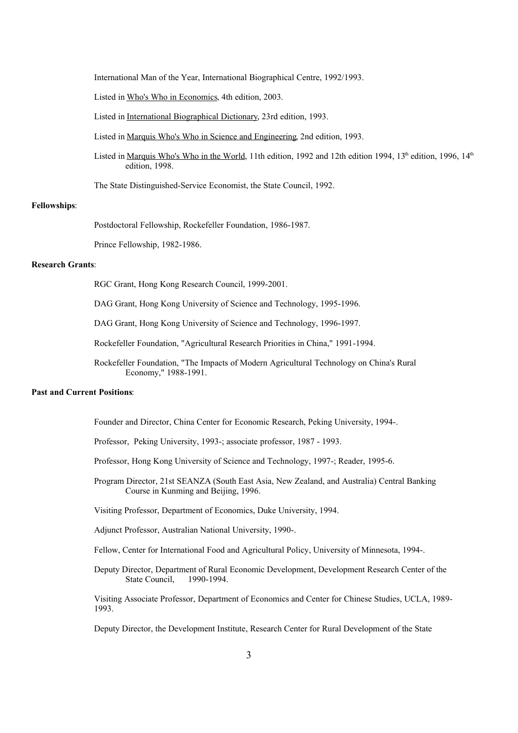International Man of the Year, International Biographical Centre, 1992/1993.

Listed in Who's Who in Economics, 4th edition, 2003.

Listed in International Biographical Dictionary, 23rd edition, 1993.

Listed in Marquis Who's Who in Science and Engineering, 2nd edition, 1993.

Listed in Marquis Who's Who in the World, 11th edition, 1992 and 12th edition 1994, 13th edition, 1996, 14th edition, 1998.

The State Distinguished-Service Economist, the State Council, 1992.

**Fellowships**:

Postdoctoral Fellowship, Rockefeller Foundation, 1986-1987.

Prince Fellowship, 1982-1986.

**Research Grants**:

RGC Grant, Hong Kong Research Council, 1999-2001.

DAG Grant, Hong Kong University of Science and Technology, 1995-1996.

DAG Grant, Hong Kong University of Science and Technology, 1996-1997.

Rockefeller Foundation, "Agricultural Research Priorities in China," 1991-1994.

Rockefeller Foundation, "The Impacts of Modern Agricultural Technology on China's Rural Economy," 1988-1991.

**Past and Current Positions**:

Founder and Director, China Center for Economic Research, Peking University, 1994-.

Professor, Peking University, 1993-; associate professor, 1987 - 1993.

Professor, Hong Kong University of Science and Technology, 1997-; Reader, 1995-6.

Program Director, 21st SEANZA (South East Asia, New Zealand, and Australia) Central Banking Course in Kunming and Beijing, 1996.

Visiting Professor, Department of Economics, Duke University, 1994.

Adjunct Professor, Australian National University, 1990-.

Fellow, Center for International Food and Agricultural Policy, University of Minnesota, 1994-.

Deputy Director, Department of Rural Economic Development, Development Research Center of the State Council, 1990-1994.

Visiting Associate Professor, Department of Economics and Center for Chinese Studies, UCLA, 1989-1993.

Deputy Director, the Development Institute, Research Center for Rural Development of the State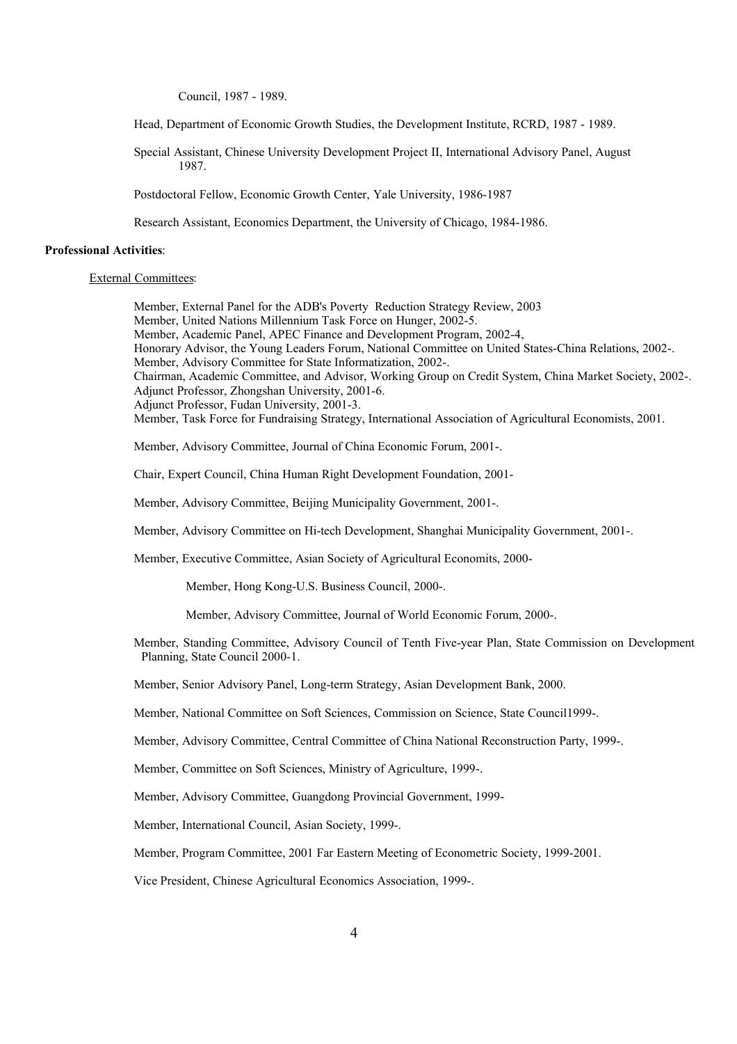Council, 1987 - 1989.

Head, Department of Economic Growth Studies, the Development Institute, RCRD, 1987 - 1989.

Special Assistant, Chinese University Development Project II, International Advisory Panel, August 1987.

Postdoctoral Fellow, Economic Growth Center, Yale University, 1986-1987

Research Assistant, Economics Department, the University of Chicago, 1984-1986.

**Professional Activities**:

External Committees:

Member, External Panel for the ADB's Poverty Reduction Strategy Review, 2003
Member, United Nations Millennium Task Force on Hunger, 2002-5.
Member, Academic Panel, APEC Finance and Development Program, 2002-4,
Honorary Advisor, the Young Leaders Forum, National Committee on United States-China Relations, 2002-.
Member, Advisory Committee for State Informatization, 2002-.
Chairman, Academic Committee, and Advisor, Working Group on Credit System, China Market Society, 2002-.
Adjunct Professor, Zhongshan University, 2001-6.
Adjunct Professor, Fudan University, 2001-3.
Member, Task Force for Fundraising Strategy, International Association of Agricultural Economists, 2001.

Member, Advisory Committee, Journal of China Economic Forum, 2001-.

Chair, Expert Council, China Human Right Development Foundation, 2001-

Member, Advisory Committee, Beijing Municipality Government, 2001-.

Member, Advisory Committee on Hi-tech Development, Shanghai Municipality Government, 2001-.

Member, Executive Committee, Asian Society of Agricultural Economits, 2000-

Member, Hong Kong-U.S. Business Council, 2000-.

Member, Advisory Committee, Journal of World Economic Forum, 2000-.

Member, Standing Committee, Advisory Council of Tenth Five-year Plan, State Commission on Development Planning, State Council 2000-1.

Member, Senior Advisory Panel, Long-term Strategy, Asian Development Bank, 2000.

Member, National Committee on Soft Sciences, Commission on Science, State Council1999-.

Member, Advisory Committee, Central Committee of China National Reconstruction Party, 1999-.

Member, Committee on Soft Sciences, Ministry of Agriculture, 1999-.

Member, Advisory Committee, Guangdong Provincial Government, 1999-

Member, International Council, Asian Society, 1999-.

Member, Program Committee, 2001 Far Eastern Meeting of Econometric Society, 1999-2001.

Vice President, Chinese Agricultural Economics Association, 1999-.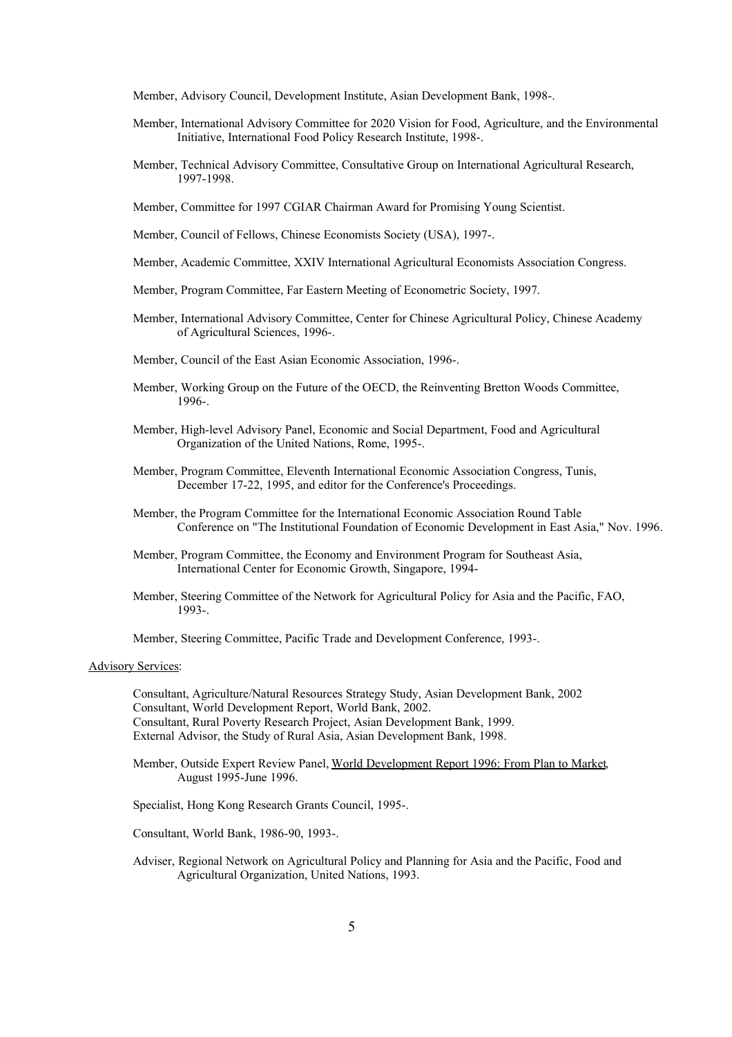Member, Advisory Council, Development Institute, Asian Development Bank, 1998-.

Member, International Advisory Committee for 2020 Vision for Food, Agriculture, and the Environmental Initiative, International Food Policy Research Institute, 1998-.

Member, Technical Advisory Committee, Consultative Group on International Agricultural Research, 1997-1998.

Member, Committee for 1997 CGIAR Chairman Award for Promising Young Scientist.

Member, Council of Fellows, Chinese Economists Society (USA), 1997-.

Member, Academic Committee, XXIV International Agricultural Economists Association Congress.

Member, Program Committee, Far Eastern Meeting of Econometric Society, 1997.

Member, International Advisory Committee, Center for Chinese Agricultural Policy, Chinese Academy of Agricultural Sciences, 1996-.

Member, Council of the East Asian Economic Association, 1996-.

Member, Working Group on the Future of the OECD, the Reinventing Bretton Woods Committee, 1996-.

Member, High-level Advisory Panel, Economic and Social Department, Food and Agricultural Organization of the United Nations, Rome, 1995-.

Member, Program Committee, Eleventh International Economic Association Congress, Tunis, December 17-22, 1995, and editor for the Conference's Proceedings.

Member, the Program Committee for the International Economic Association Round Table Conference on "The Institutional Foundation of Economic Development in East Asia," Nov. 1996.

Member, Program Committee, the Economy and Environment Program for Southeast Asia, International Center for Economic Growth, Singapore, 1994-

Member, Steering Committee of the Network for Agricultural Policy for Asia and the Pacific, FAO, 1993-.

Member, Steering Committee, Pacific Trade and Development Conference, 1993-.

Advisory Services:

Consultant, Agriculture/Natural Resources Strategy Study, Asian Development Bank, 2002
Consultant, World Development Report, World Bank, 2002.
Consultant, Rural Poverty Research Project, Asian Development Bank, 1999.
External Advisor, the Study of Rural Asia, Asian Development Bank, 1998.

Member, Outside Expert Review Panel, World Development Report 1996: From Plan to Market, August 1995-June 1996.

Specialist, Hong Kong Research Grants Council, 1995-.

Consultant, World Bank, 1986-90, 1993-.

Adviser, Regional Network on Agricultural Policy and Planning for Asia and the Pacific, Food and Agricultural Organization, United Nations, 1993.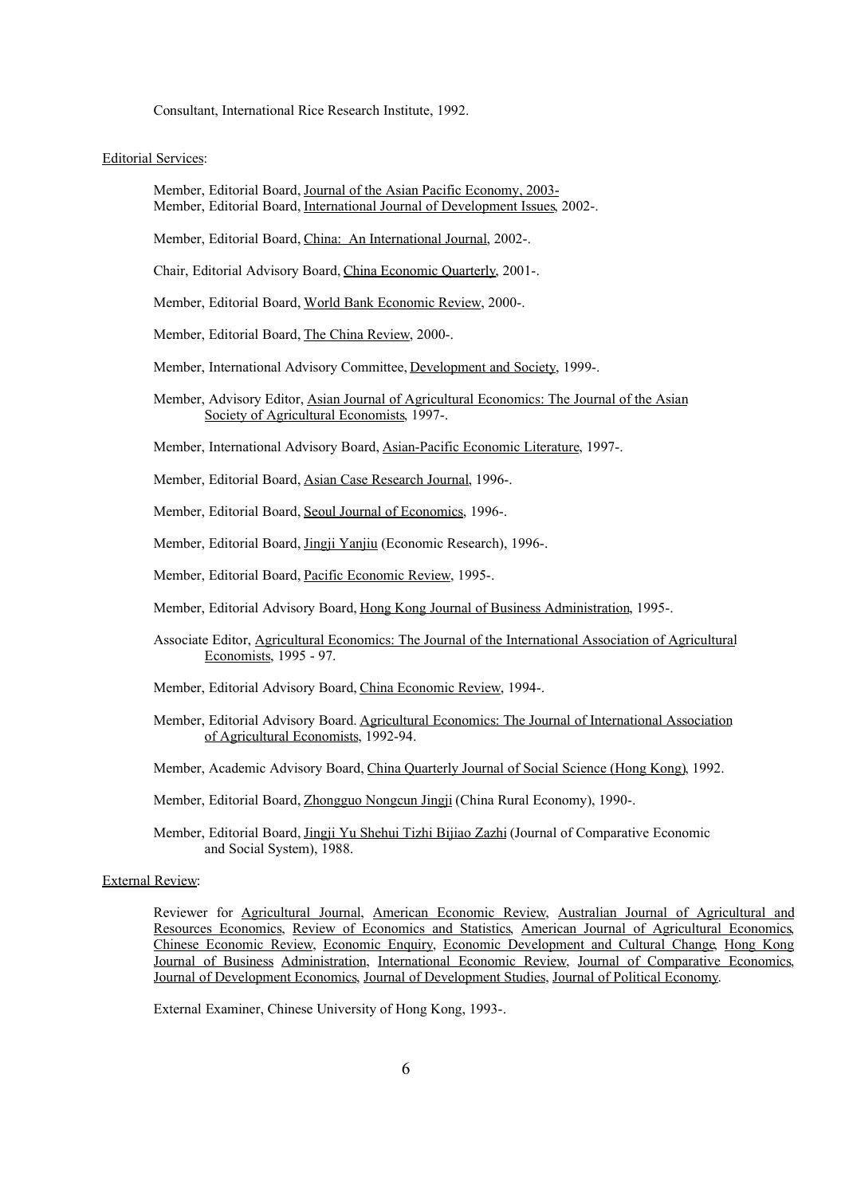Consultant, International Rice Research Institute, 1992.

Editorial Services:

Member, Editorial Board, Journal of the Asian Pacific Economy, 2003-
Member, Editorial Board, International Journal of Development Issues, 2002-.

Member, Editorial Board, China: An International Journal, 2002-.

Chair, Editorial Advisory Board, China Economic Quarterly, 2001-.

Member, Editorial Board, World Bank Economic Review, 2000-.

Member, Editorial Board, The China Review, 2000-.

Member, International Advisory Committee, Development and Society, 1999-.

Member, Advisory Editor, Asian Journal of Agricultural Economics: The Journal of the Asian Society of Agricultural Economists, 1997-.

Member, International Advisory Board, Asian-Pacific Economic Literature, 1997-.

Member, Editorial Board, Asian Case Research Journal, 1996-.

Member, Editorial Board, Seoul Journal of Economics, 1996-.

Member, Editorial Board, Jingji Yanjiu (Economic Research), 1996-.

Member, Editorial Board, Pacific Economic Review, 1995-.

Member, Editorial Advisory Board, Hong Kong Journal of Business Administration, 1995-.

Associate Editor, Agricultural Economics: The Journal of the International Association of Agricultural Economists, 1995 - 97.

Member, Editorial Advisory Board, China Economic Review, 1994-.

Member, Editorial Advisory Board. Agricultural Economics: The Journal of International Association of Agricultural Economists, 1992-94.

Member, Academic Advisory Board, China Quarterly Journal of Social Science (Hong Kong), 1992.

Member, Editorial Board, Zhongguo Nongcun Jingji (China Rural Economy), 1990-.

Member, Editorial Board, Jingji Yu Shehui Tizhi Bijiao Zazhi (Journal of Comparative Economic and Social System), 1988.

External Review:

Reviewer for Agricultural Journal, American Economic Review, Australian Journal of Agricultural and Resources Economics, Review of Economics and Statistics, American Journal of Agricultural Economics, Chinese Economic Review, Economic Enquiry, Economic Development and Cultural Change, Hong Kong Journal of Business Administration, International Economic Review, Journal of Comparative Economics, Journal of Development Economics, Journal of Development Studies, Journal of Political Economy.

External Examiner, Chinese University of Hong Kong, 1993-.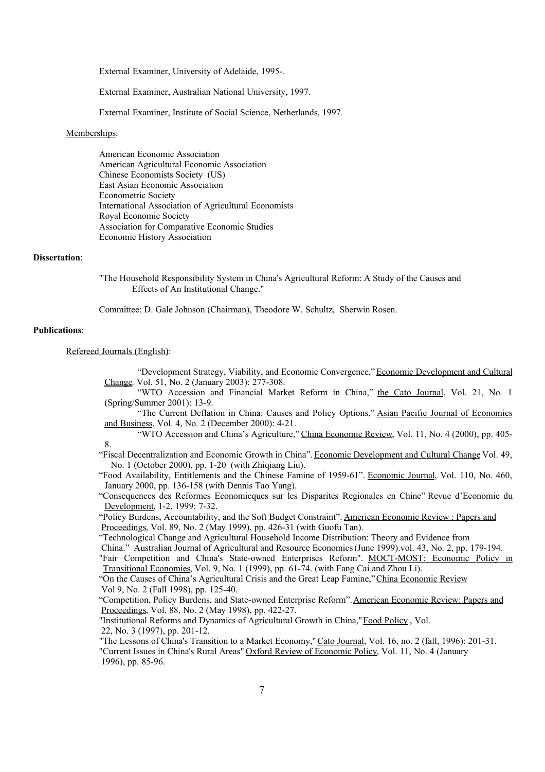External Examiner, University of Adelaide, 1995-.

External Examiner, Australian National University, 1997.

External Examiner, Institute of Social Science, Netherlands, 1997.

Memberships:

American Economic Association
American Agricultural Economic Association
Chinese Economists Society (US)
East Asian Economic Association
Econometric Society
International Association of Agricultural Economists
Royal Economic Society
Association for Comparative Economic Studies
Economic History Association

**Dissertation**:

"The Household Responsibility System in China's Agricultural Reform: A Study of the Causes and Effects of An Institutional Change."

Committee: D. Gale Johnson (Chairman), Theodore W. Schultz, Sherwin Rosen.

**Publications**:

Refereed Journals (English):

"Development Strategy, Viability, and Economic Convergence," Economic Development and Cultural Change, Vol. 51, No. 2 (January 2003): 277-308.

"WTO Accession and Financial Market Reform in China," the Cato Journal, Vol. 21, No. 1 (Spring/Summer 2001): 13-9.

"The Current Deflation in China: Causes and Policy Options," Asian Pacific Journal of Economics and Business, Vol. 4, No. 2 (December 2000): 4-21.

"WTO Accession and China's Agriculture," China Economic Review, Vol. 11, No. 4 (2000), pp. 405-8.

"Fiscal Decentralization and Economic Growth in China". Economic Development and Cultural Change Vol. 49, No. 1 (October 2000), pp. 1-20 (with Zhiqiang Liu).

"Food Availability, Entitlements and the Chinese Famine of 1959-61". Economic Journal, Vol. 110, No. 460, January 2000, pp. 136-158 (with Dennis Tao Yang).

"Consequences des Reformes Economicques sur les Disparites Regionales en Chine" Revue d'Economie du Development, 1-2, 1999: 7-32.

"Policy Burdens, Accountability, and the Soft Budget Constraint". American Economic Review : Papers and Proceedings, Vol. 89, No. 2 (May 1999), pp. 426-31 (with Guofu Tan).

"Technological Change and Agricultural Household Income Distribution: Theory and Evidence from China." Australian Journal of Agricultural and Resource Economics (June 1999).vol. 43, No. 2, pp. 179-194.

"Fair Competition and China's State-owned Enterprises Reform". MOCT-MOST: Economic Policy in Transitional Economies, Vol. 9, No. 1 (1999), pp. 61-74. (with Fang Cai and Zhou Li).

"On the Causes of China's Agricultural Crisis and the Great Leap Famine," China Economic Review Vol 9, No. 2 (Fall 1998), pp. 125-40.

"Competition, Policy Burdens, and State-owned Enterprise Reform". American Economic Review: Papers and Proceedings, Vol. 88, No. 2 (May 1998), pp. 422-27.

"Institutional Reforms and Dynamics of Agricultural Growth in China," Food Policy , Vol. 22, No. 3 (1997), pp. 201-12.

"The Lessons of China's Transition to a Market Economy," Cato Journal, Vol. 16, no. 2 (fall, 1996): 201-31.

"Current Issues in China's Rural Areas" Oxford Review of Economic Policy, Vol. 11, No. 4 (January 1996), pp. 85-96.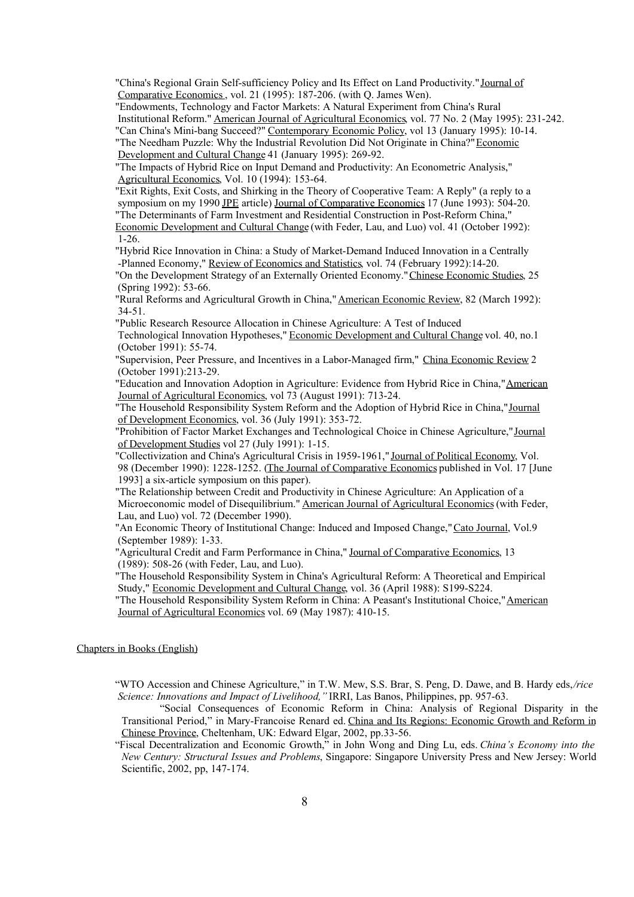"China's Regional Grain Self-sufficiency Policy and Its Effect on Land Productivity." Journal of Comparative Economics , vol. 21 (1995): 187-206. (with Q. James Wen).

"Endowments, Technology and Factor Markets: A Natural Experiment from China's Rural Institutional Reform." American Journal of Agricultural Economics, vol. 77 No. 2 (May 1995): 231-242.

"Can China's Mini-bang Succeed?" Contemporary Economic Policy, vol 13 (January 1995): 10-14.

"The Needham Puzzle: Why the Industrial Revolution Did Not Originate in China?" Economic Development and Cultural Change 41 (January 1995): 269-92.

"The Impacts of Hybrid Rice on Input Demand and Productivity: An Econometric Analysis," Agricultural Economics, Vol. 10 (1994): 153-64.

"Exit Rights, Exit Costs, and Shirking in the Theory of Cooperative Team: A Reply" (a reply to a symposium on my 1990 JPE article) Journal of Comparative Economics 17 (June 1993): 504-20.

"The Determinants of Farm Investment and Residential Construction in Post-Reform China," Economic Development and Cultural Change (with Feder, Lau, and Luo) vol. 41 (October 1992): 1-26.

"Hybrid Rice Innovation in China: a Study of Market-Demand Induced Innovation in a Centrally -Planned Economy," Review of Economics and Statistics, vol. 74 (February 1992):14-20.

"On the Development Strategy of an Externally Oriented Economy." Chinese Economic Studies, 25 (Spring 1992): 53-66.

"Rural Reforms and Agricultural Growth in China," American Economic Review, 82 (March 1992): 34-51.

"Public Research Resource Allocation in Chinese Agriculture: A Test of Induced Technological Innovation Hypotheses," Economic Development and Cultural Change vol. 40, no.1 (October 1991): 55-74.

"Supervision, Peer Pressure, and Incentives in a Labor-Managed firm," China Economic Review 2 (October 1991):213-29.

"Education and Innovation Adoption in Agriculture: Evidence from Hybrid Rice in China," American Journal of Agricultural Economics, vol 73 (August 1991): 713-24.

"The Household Responsibility System Reform and the Adoption of Hybrid Rice in China," Journal of Development Economics, vol. 36 (July 1991): 353-72.

"Prohibition of Factor Market Exchanges and Technological Choice in Chinese Agriculture," Journal of Development Studies vol 27 (July 1991): 1-15.

"Collectivization and China's Agricultural Crisis in 1959-1961," Journal of Political Economy, Vol. 98 (December 1990): 1228-1252. (The Journal of Comparative Economics published in Vol. 17 [June 1993] a six-article symposium on this paper).

"The Relationship between Credit and Productivity in Chinese Agriculture: An Application of a Microeconomic model of Disequilibrium." American Journal of Agricultural Economics (with Feder, Lau, and Luo) vol. 72 (December 1990).

"An Economic Theory of Institutional Change: Induced and Imposed Change," Cato Journal, Vol.9 (September 1989): 1-33.

"Agricultural Credit and Farm Performance in China," Journal of Comparative Economics, 13 (1989): 508-26 (with Feder, Lau, and Luo).

"The Household Responsibility System in China's Agricultural Reform: A Theoretical and Empirical Study," Economic Development and Cultural Change, vol. 36 (April 1988): S199-S224.

"The Household Responsibility System Reform in China: A Peasant's Institutional Choice," American Journal of Agricultural Economics vol. 69 (May 1987): 410-15.

## Chapters in Books (English)

"WTO Accession and Chinese Agriculture," in T.W. Mew, S.S. Brar, S. Peng, D. Dawe, and B. Hardy eds, */rice Science: Innovations and Impact of Livelihood,"* IRRI, Las Banos, Philippines, pp. 957-63.

"Social Consequences of Economic Reform in China: Analysis of Regional Disparity in the Transitional Period," in Mary-Francoise Renard ed. China and Its Regions: Economic Growth and Reform in Chinese Province, Cheltenham, UK: Edward Elgar, 2002, pp.33-56.

"Fiscal Decentralization and Economic Growth," in John Wong and Ding Lu, eds. *China's Economy into the New Century: Structural Issues and Problems*, Singapore: Singapore University Press and New Jersey: World Scientific, 2002, pp, 147-174.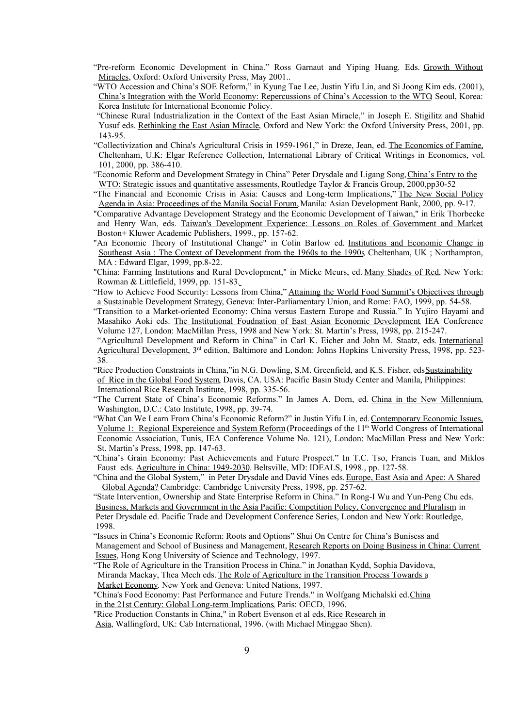"Pre-reform Economic Development in China." Ross Garnaut and Yiping Huang. Eds. Growth Without Miracles, Oxford: Oxford University Press, May 2001..

"WTO Accession and China's SOE Reform," in Kyung Tae Lee, Justin Yifu Lin, and Si Joong Kim eds. (2001), China's Integration with the World Economy: Repercussions of China's Accession to the WTO, Seoul, Korea: Korea Institute for International Economic Policy.

"Chinese Rural Industrialization in the Context of the East Asian Miracle," in Joseph E. Stigilitz and Shahid Yusuf eds. Rethinking the East Asian Miracle, Oxford and New York: the Oxford University Press, 2001, pp. 143-95.

"Collectivization and China's Agricultural Crisis in 1959-1961," in Dreze, Jean, ed. The Economics of Famine, Cheltenham, U.K: Elgar Reference Collection, International Library of Critical Writings in Economics, vol. 101, 2000, pp. 386-410.

"Economic Reform and Development Strategy in China" Peter Drysdale and Ligang Song, China's Entry to the WTO: Strategic issues and quantitative assessments, Routledge Taylor & Francis Group, 2000,pp30-52

"The Financial and Economic Crisis in Asia: Causes and Long-term Implications," The New Social Policy Agenda in Asia: Proceedings of the Manila Social Forum, Manila: Asian Development Bank, 2000, pp. 9-17.

"Comparative Advantage Development Strategy and the Economic Development of Taiwan," in Erik Thorbecke and Henry Wan, eds. Taiwan's Development Experience: Lessons on Roles of Government and Market, Boston+ Kluwer Academic Publishers, 1999., pp. 157-62.

"An Economic Theory of Institutional Change" in Colin Barlow ed. Institutions and Economic Change in Southeast Asia : The Context of Development from the 1960s to the 1990s, Cheltenham, UK ; Northampton, MA : Edward Elgar, 1999, pp.8-22.

"China: Farming Institutions and Rural Development," in Mieke Meurs, ed. Many Shades of Red, New York: Rowman & Littlefield, 1999, pp. 151-83.

"How to Achieve Food Security: Lessons from China," Attaining the World Food Summit's Objectives through a Sustainable Development Strategy, Geneva: Inter-Parliamentary Union, and Rome: FAO, 1999, pp. 54-58.

"Transition to a Market-oriented Economy: China versus Eastern Europe and Russia." In Yujiro Hayami and Masahiko Aoki eds. The Institutional Foudnation of East Asian Economic Development, IEA Conference Volume 127, London: MacMillan Press, 1998 and New York: St. Martin's Press, 1998, pp. 215-247.

"Agricultural Development and Reform in China" in Carl K. Eicher and John M. Staatz, eds. International Agricultural Development, 3rd edition, Baltimore and London: Johns Hopkins University Press, 1998, pp. 523-38.

"Rice Production Constraints in China,"in N.G. Dowling, S.M. Greenfield, and K.S. Fisher, eds Sustainability of Rice in the Global Food System, Davis, CA. USA: Pacific Basin Study Center and Manila, Philippines: International Rice Research Institute, 1998, pp. 335-56.

"The Current State of China's Economic Reforms." In James A. Dorn, ed. China in the New Millennium, Washington, D.C.: Cato Institute, 1998, pp. 39-74.

"What Can We Learn From China's Economic Reform?" in Justin Yifu Lin, ed. Contemporary Economic Issues, Volume 1: Regional Expereience and System Reform (Proceedings of the 11th World Congress of International Economic Association, Tunis, IEA Conference Volume No. 121), London: MacMillan Press and New York: St. Martin's Press, 1998, pp. 147-63.

"China's Grain Economy: Past Achievements and Future Prospect." In T.C. Tso, Francis Tuan, and Miklos Faust eds. Agriculture in China: 1949-2030. Beltsville, MD: IDEALS, 1998., pp. 127-58.

"China and the Global System," in Peter Drysdale and David Vines eds. Europe, East Asia and Apec: A Shared Global Agenda? Cambridge: Cambridge University Press, 1998, pp. 257-62.

"State Intervention, Ownership and State Enterprise Reform in China." In Rong-I Wu and Yun-Peng Chu eds. Business, Markets and Government in the Asia Pacific: Competition Policy, Convergence and Pluralism in Peter Drysdale ed. Pacific Trade and Development Conference Series, London and New York: Routledge, 1998.

"Issues in China's Economic Reform: Roots and Options" Shui On Centre for China's Bunisess and Management and School of Business and Management, Research Reports on Doing Business in China: Current Issues, Hong Kong University of Science and Technology, 1997.

"The Role of Agriculture in the Transition Process in China." in Jonathan Kydd, Sophia Davidova, Miranda Mackay, Thea Mech eds. The Role of Agriculture in the Transition Process Towards a Market Economy. New York and Geneva: United Nations, 1997.

"China's Food Economy: Past Performance and Future Trends." in Wolfgang Michalski ed. China in the 21st Century: Global Long-term Implications, Paris: OECD, 1996.

"Rice Production Constants in China," in Robert Evenson et al eds, Rice Research in Asia, Wallingford, UK: Cab International, 1996. (with Michael Minggao Shen).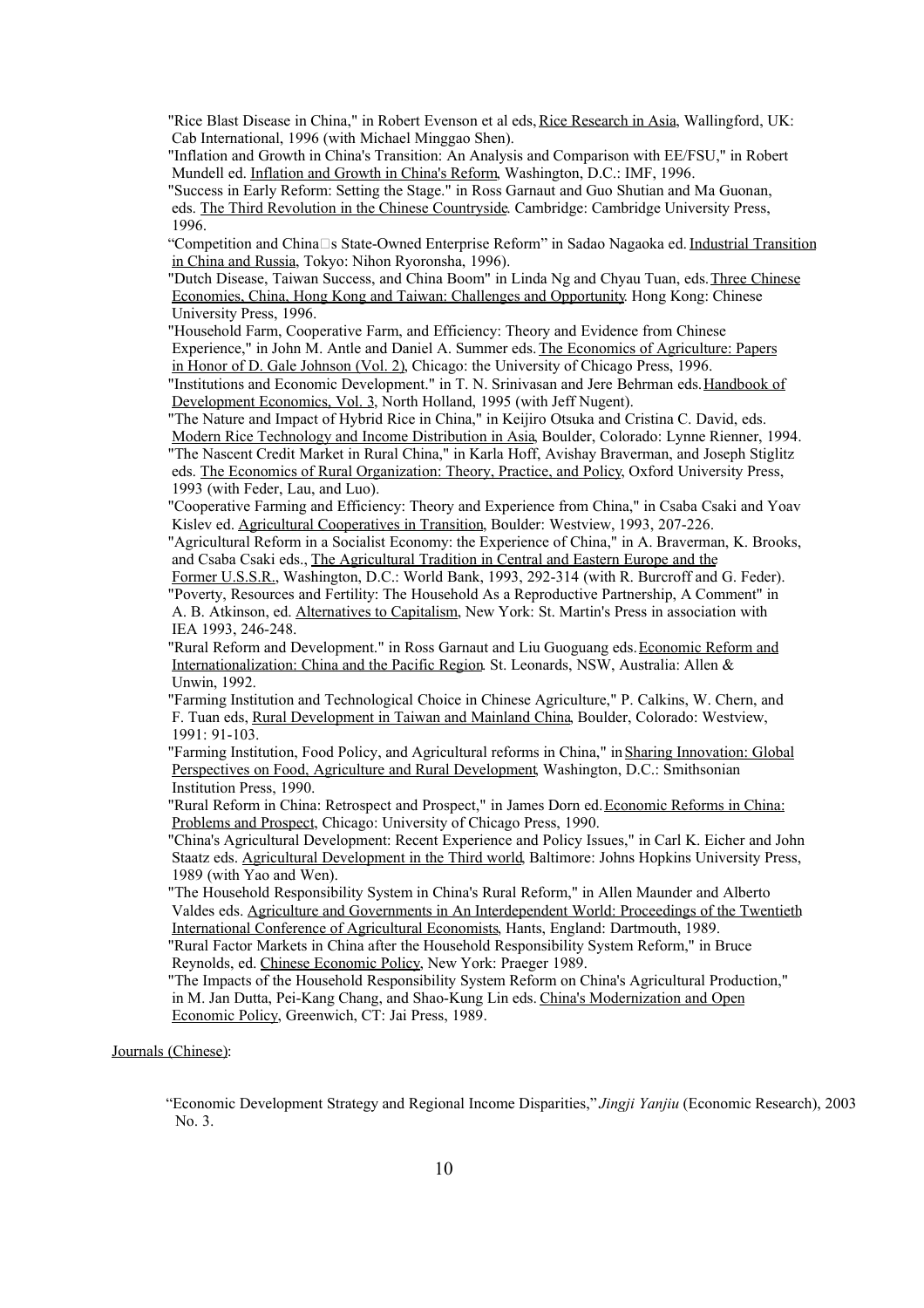"Rice Blast Disease in China," in Robert Evenson et al eds, Rice Research in Asia, Wallingford, UK: Cab International, 1996 (with Michael Minggao Shen).

"Inflation and Growth in China's Transition: An Analysis and Comparison with EE/FSU," in Robert Mundell ed. Inflation and Growth in China's Reform, Washington, D.C.: IMF, 1996.

"Success in Early Reform: Setting the Stage." in Ross Garnaut and Guo Shutian and Ma Guonan, eds. The Third Revolution in the Chinese Countryside. Cambridge: Cambridge University Press, 1996.

"Competition and China□s State-Owned Enterprise Reform" in Sadao Nagaoka ed. Industrial Transition in China and Russia, Tokyo: Nihon Ryoronsha, 1996).

"Dutch Disease, Taiwan Success, and China Boom" in Linda Ng and Chyau Tuan, eds. Three Chinese Economies, China, Hong Kong and Taiwan: Challenges and Opportunity. Hong Kong: Chinese University Press, 1996.

"Household Farm, Cooperative Farm, and Efficiency: Theory and Evidence from Chinese Experience," in John M. Antle and Daniel A. Summer eds. The Economics of Agriculture: Papers in Honor of D. Gale Johnson (Vol. 2), Chicago: the University of Chicago Press, 1996.

"Institutions and Economic Development." in T. N. Srinivasan and Jere Behrman eds. Handbook of Development Economics, Vol. 3, North Holland, 1995 (with Jeff Nugent).

"The Nature and Impact of Hybrid Rice in China," in Keijiro Otsuka and Cristina C. David, eds. Modern Rice Technology and Income Distribution in Asia, Boulder, Colorado: Lynne Rienner, 1994.

"The Nascent Credit Market in Rural China," in Karla Hoff, Avishay Braverman, and Joseph Stiglitz eds. The Economics of Rural Organization: Theory, Practice, and Policy, Oxford University Press, 1993 (with Feder, Lau, and Luo).

"Cooperative Farming and Efficiency: Theory and Experience from China," in Csaba Csaki and Yoav Kislev ed. Agricultural Cooperatives in Transition, Boulder: Westview, 1993, 207-226.

"Agricultural Reform in a Socialist Economy: the Experience of China," in A. Braverman, K. Brooks, and Csaba Csaki eds., The Agricultural Tradition in Central and Eastern Europe and the Former U.S.S.R., Washington, D.C.: World Bank, 1993, 292-314 (with R. Burcroff and G. Feder).

"Poverty, Resources and Fertility: The Household As a Reproductive Partnership, A Comment" in A. B. Atkinson, ed. Alternatives to Capitalism, New York: St. Martin's Press in association with IEA 1993, 246-248.

"Rural Reform and Development." in Ross Garnaut and Liu Guoguang eds. Economic Reform and Internationalization: China and the Pacific Region. St. Leonards, NSW, Australia: Allen & Unwin, 1992.

"Farming Institution and Technological Choice in Chinese Agriculture," P. Calkins, W. Chern, and F. Tuan eds, Rural Development in Taiwan and Mainland China, Boulder, Colorado: Westview, 1991: 91-103.

"Farming Institution, Food Policy, and Agricultural reforms in China," in Sharing Innovation: Global Perspectives on Food, Agriculture and Rural Development, Washington, D.C.: Smithsonian Institution Press, 1990.

"Rural Reform in China: Retrospect and Prospect," in James Dorn ed. Economic Reforms in China: Problems and Prospect, Chicago: University of Chicago Press, 1990.

"China's Agricultural Development: Recent Experience and Policy Issues," in Carl K. Eicher and John Staatz eds. Agricultural Development in the Third world, Baltimore: Johns Hopkins University Press, 1989 (with Yao and Wen).

"The Household Responsibility System in China's Rural Reform," in Allen Maunder and Alberto Valdes eds. Agriculture and Governments in An Interdependent World: Proceedings of the Twentieth International Conference of Agricultural Economists, Hants, England: Dartmouth, 1989.

"Rural Factor Markets in China after the Household Responsibility System Reform," in Bruce Reynolds, ed. Chinese Economic Policy, New York: Praeger 1989.

"The Impacts of the Household Responsibility System Reform on China's Agricultural Production," in M. Jan Dutta, Pei-Kang Chang, and Shao-Kung Lin eds. China's Modernization and Open Economic Policy, Greenwich, CT: Jai Press, 1989.

Journals (Chinese):

"Economic Development Strategy and Regional Income Disparities," *Jingji Yanjiu* (Economic Research), 2003 No. 3.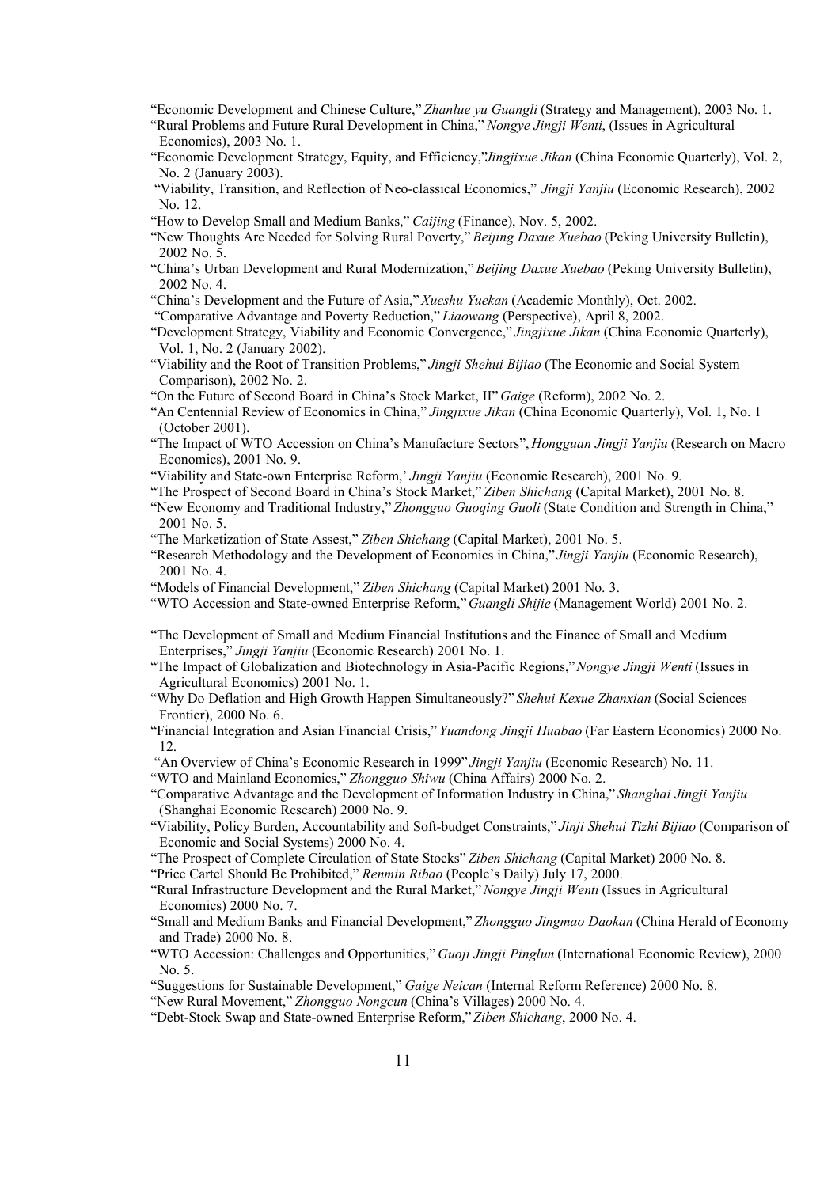"Economic Development and Chinese Culture," *Zhanlue yu Guangli* (Strategy and Management), 2003 No. 1.

"Rural Problems and Future Rural Development in China," *Nongye Jingji Wenti*, (Issues in Agricultural Economics), 2003 No. 1.

"Economic Development Strategy, Equity, and Efficiency,"*Jingjixue Jikan* (China Economic Quarterly), Vol. 2, No. 2 (January 2003).

"Viability, Transition, and Reflection of Neo-classical Economics," *Jingji Yanjiu* (Economic Research), 2002 No. 12.

"How to Develop Small and Medium Banks," *Caijing* (Finance), Nov. 5, 2002.

"New Thoughts Are Needed for Solving Rural Poverty," *Beijing Daxue Xuebao* (Peking University Bulletin), 2002 No. 5.

"China's Urban Development and Rural Modernization," *Beijing Daxue Xuebao* (Peking University Bulletin), 2002 No. 4.

"China's Development and the Future of Asia," *Xueshu Yuekan* (Academic Monthly), Oct. 2002.

"Comparative Advantage and Poverty Reduction," *Liaowang* (Perspective), April 8, 2002.

"Development Strategy, Viability and Economic Convergence," *Jingjixue Jikan* (China Economic Quarterly), Vol. 1, No. 2 (January 2002).

"Viability and the Root of Transition Problems," *Jingji Shehui Bijiao* (The Economic and Social System Comparison), 2002 No. 2.

"On the Future of Second Board in China's Stock Market, II" *Gaige* (Reform), 2002 No. 2.

"An Centennial Review of Economics in China," *Jingjixue Jikan* (China Economic Quarterly), Vol. 1, No. 1 (October 2001).

"The Impact of WTO Accession on China's Manufacture Sectors", *Hongguan Jingji Yanjiu* (Research on Macro Economics), 2001 No. 9.

"Viability and State-own Enterprise Reform,' *Jingji Yanjiu* (Economic Research), 2001 No. 9.

"The Prospect of Second Board in China's Stock Market," *Ziben Shichang* (Capital Market), 2001 No. 8.

"New Economy and Traditional Industry," *Zhongguo Guoqing Guoli* (State Condition and Strength in China," 2001 No. 5.

"The Marketization of State Assest," *Ziben Shichang* (Capital Market), 2001 No. 5.

"Research Methodology and the Development of Economics in China," *Jingji Yanjiu* (Economic Research), 2001 No. 4.

"Models of Financial Development," *Ziben Shichang* (Capital Market) 2001 No. 3.

"WTO Accession and State-owned Enterprise Reform," *Guangli Shijie* (Management World) 2001 No. 2.

"The Development of Small and Medium Financial Institutions and the Finance of Small and Medium Enterprises," *Jingji Yanjiu* (Economic Research) 2001 No. 1.

"The Impact of Globalization and Biotechnology in Asia-Pacific Regions," *Nongye Jingji Wenti* (Issues in Agricultural Economics) 2001 No. 1.

"Why Do Deflation and High Growth Happen Simultaneously?" *Shehui Kexue Zhanxian* (Social Sciences Frontier), 2000 No. 6.

"Financial Integration and Asian Financial Crisis," *Yuandong Jingji Huabao* (Far Eastern Economics) 2000 No. 12.

"An Overview of China's Economic Research in 1999" *Jingji Yanjiu* (Economic Research) No. 11.

"WTO and Mainland Economics," *Zhongguo Shiwu* (China Affairs) 2000 No. 2.

"Comparative Advantage and the Development of Information Industry in China," *Shanghai Jingji Yanjiu* (Shanghai Economic Research) 2000 No. 9.

"Viability, Policy Burden, Accountability and Soft-budget Constraints," *Jinji Shehui Tizhi Bijiao* (Comparison of Economic and Social Systems) 2000 No. 4.

"The Prospect of Complete Circulation of State Stocks" *Ziben Shichang* (Capital Market) 2000 No. 8.

"Price Cartel Should Be Prohibited," *Renmin Ribao* (People's Daily) July 17, 2000.

"Rural Infrastructure Development and the Rural Market," *Nongye Jingji Wenti* (Issues in Agricultural Economics) 2000 No. 7.

"Small and Medium Banks and Financial Development," *Zhongguo Jingmao Daokan* (China Herald of Economy and Trade) 2000 No. 8.

"WTO Accession: Challenges and Opportunities," *Guoji Jingji Pinglun* (International Economic Review), 2000 No. 5.

"Suggestions for Sustainable Development," *Gaige Neican* (Internal Reform Reference) 2000 No. 8.

"New Rural Movement," *Zhongguo Nongcun* (China's Villages) 2000 No. 4.

"Debt-Stock Swap and State-owned Enterprise Reform," *Ziben Shichang*, 2000 No. 4.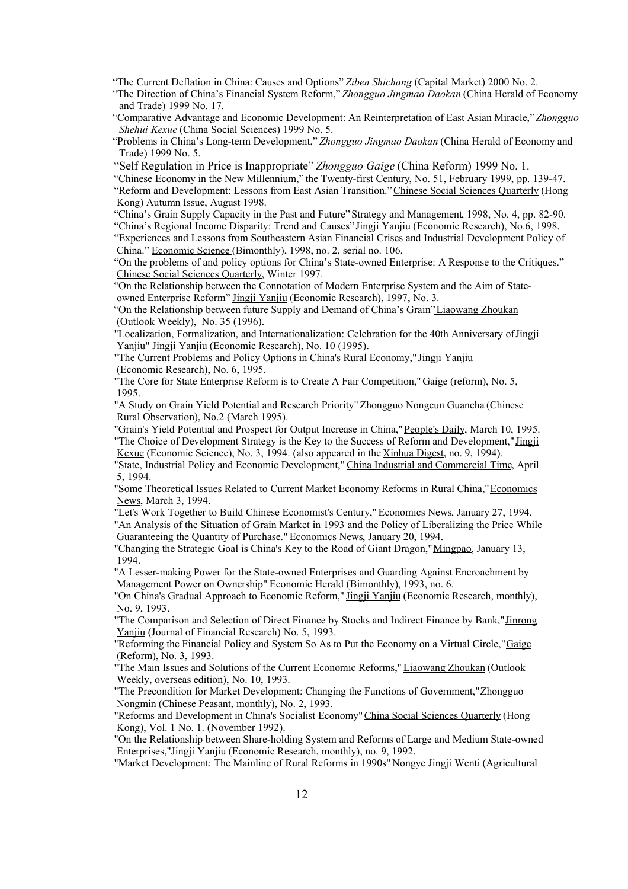"The Current Deflation in China: Causes and Options" *Ziben Shichang* (Capital Market) 2000 No. 2.

"The Direction of China's Financial System Reform," *Zhongguo Jingmao Daokan* (China Herald of Economy and Trade) 1999 No. 17.

"Comparative Advantage and Economic Development: An Reinterpretation of East Asian Miracle," *Zhongguo Shehui Kexue* (China Social Sciences) 1999 No. 5.

"Problems in China's Long-term Development," *Zhongguo Jingmao Daokan* (China Herald of Economy and Trade) 1999 No. 5.

"Self Regulation in Price is Inappropriate" *Zhongguo Gaige* (China Reform) 1999 No. 1.

"Chinese Economy in the New Millennium," the Twenty-first Century, No. 51, February 1999, pp. 139-47.

"Reform and Development: Lessons from East Asian Transition." Chinese Social Sciences Quarterly (Hong Kong) Autumn Issue, August 1998.

"China's Grain Supply Capacity in the Past and Future" Strategy and Management, 1998, No. 4, pp. 82-90.

"China's Regional Income Disparity: Trend and Causes" Jingji Yanjiu (Economic Research), No.6, 1998.

"Experiences and Lessons from Southeastern Asian Financial Crises and Industrial Development Policy of China." Economic Science (Bimonthly), 1998, no. 2, serial no. 106.

"On the problems of and policy options for China's State-owned Enterprise: A Response to the Critiques." Chinese Social Sciences Quarterly, Winter 1997.

"On the Relationship between the Connotation of Modern Enterprise System and the Aim of State-owned Enterprise Reform" Jingji Yanjiu (Economic Research), 1997, No. 3.

"On the Relationship between future Supply and Demand of China's Grain" Liaowang Zhoukan (Outlook Weekly), No. 35 (1996).

"Localization, Formalization, and Internationalization: Celebration for the 40th Anniversary of Jingji Yanjiu" Jingji Yanjiu (Economic Research), No. 10 (1995).

"The Current Problems and Policy Options in China's Rural Economy," Jingji Yanjiu (Economic Research), No. 6, 1995.

"The Core for State Enterprise Reform is to Create A Fair Competition," Gaige (reform), No. 5, 1995.

"A Study on Grain Yield Potential and Research Priority" Zhongguo Nongcun Guancha (Chinese Rural Observation), No.2 (March 1995).

"Grain's Yield Potential and Prospect for Output Increase in China," People's Daily, March 10, 1995.

"The Choice of Development Strategy is the Key to the Success of Reform and Development," Jingji Kexue (Economic Science), No. 3, 1994. (also appeared in the Xinhua Digest, no. 9, 1994).

"State, Industrial Policy and Economic Development," China Industrial and Commercial Time, April 5, 1994.

"Some Theoretical Issues Related to Current Market Economy Reforms in Rural China," Economics News, March 3, 1994.

"Let's Work Together to Build Chinese Economist's Century," Economics News, January 27, 1994.

"An Analysis of the Situation of Grain Market in 1993 and the Policy of Liberalizing the Price While Guaranteeing the Quantity of Purchase." Economics News, January 20, 1994.

"Changing the Strategic Goal is China's Key to the Road of Giant Dragon," Mingpao, January 13, 1994.

"A Lesser-making Power for the State-owned Enterprises and Guarding Against Encroachment by Management Power on Ownership" Economic Herald (Bimonthly), 1993, no. 6.

"On China's Gradual Approach to Economic Reform," Jingji Yanjiu (Economic Research, monthly), No. 9, 1993.

"The Comparison and Selection of Direct Finance by Stocks and Indirect Finance by Bank," Jinrong Yanjiu (Journal of Financial Research) No. 5, 1993.

"Reforming the Financial Policy and System So As to Put the Economy on a Virtual Circle," Gaige (Reform), No. 3, 1993.

"The Main Issues and Solutions of the Current Economic Reforms," Liaowang Zhoukan (Outlook Weekly, overseas edition), No. 10, 1993.

"The Precondition for Market Development: Changing the Functions of Government," Zhongguo Nongmin (Chinese Peasant, monthly), No. 2, 1993.

"Reforms and Development in China's Socialist Economy" China Social Sciences Quarterly (Hong Kong), Vol. 1 No. 1. (November 1992).

"On the Relationship between Share-holding System and Reforms of Large and Medium State-owned Enterprises," Jingji Yanjiu (Economic Research, monthly), no. 9, 1992.

"Market Development: The Mainline of Rural Reforms in 1990s" Nongye Jingji Wenti (Agricultural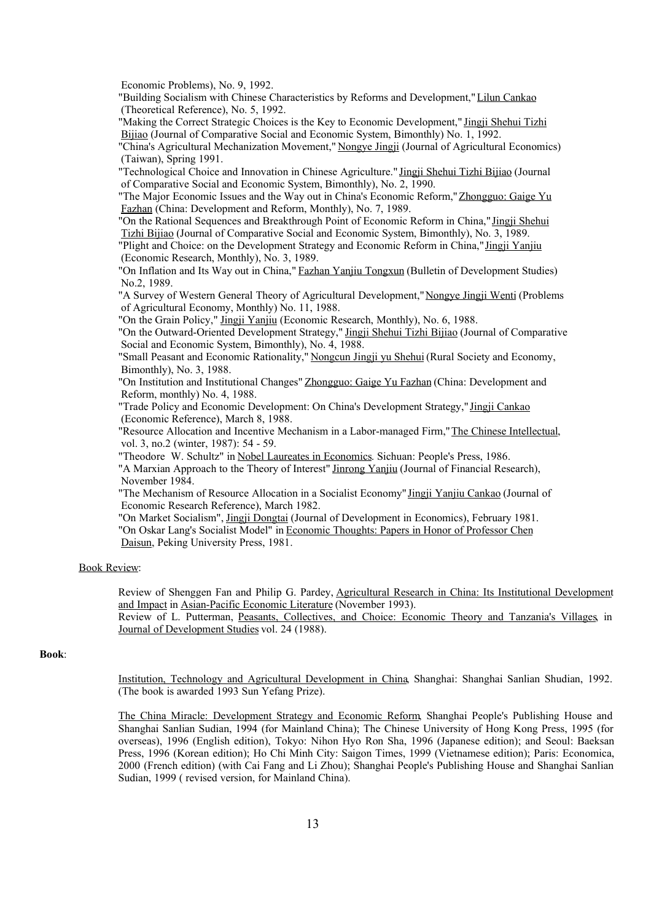Economic Problems), No. 9, 1992.

"Building Socialism with Chinese Characteristics by Reforms and Development," Lilun Cankao (Theoretical Reference), No. 5, 1992.

"Making the Correct Strategic Choices is the Key to Economic Development," Jingji Shehui Tizhi Bijiao (Journal of Comparative Social and Economic System, Bimonthly) No. 1, 1992.

"China's Agricultural Mechanization Movement," Nongye Jingji (Journal of Agricultural Economics) (Taiwan), Spring 1991.

"Technological Choice and Innovation in Chinese Agriculture." Jingji Shehui Tizhi Bijiao (Journal of Comparative Social and Economic System, Bimonthly), No. 2, 1990.

"The Major Economic Issues and the Way out in China's Economic Reform," Zhongguo: Gaige Yu Fazhan (China: Development and Reform, Monthly), No. 7, 1989.

"On the Rational Sequences and Breakthrough Point of Economic Reform in China," Jingji Shehui Tizhi Bijiao (Journal of Comparative Social and Economic System, Bimonthly), No. 3, 1989.

"Plight and Choice: on the Development Strategy and Economic Reform in China," Jingji Yanjiu (Economic Research, Monthly), No. 3, 1989.

"On Inflation and Its Way out in China," Fazhan Yanjiu Tongxun (Bulletin of Development Studies) No.2, 1989.

"A Survey of Western General Theory of Agricultural Development," Nongye Jingji Wenti (Problems of Agricultural Economy, Monthly) No. 11, 1988.

"On the Grain Policy," Jingji Yanjiu (Economic Research, Monthly), No. 6, 1988.

"On the Outward-Oriented Development Strategy," Jingji Shehui Tizhi Bijiao (Journal of Comparative Social and Economic System, Bimonthly), No. 4, 1988.

"Small Peasant and Economic Rationality," Nongcun Jingji yu Shehui (Rural Society and Economy, Bimonthly), No. 3, 1988.

"On Institution and Institutional Changes" Zhongguo: Gaige Yu Fazhan (China: Development and Reform, monthly) No. 4, 1988.

"Trade Policy and Economic Development: On China's Development Strategy," Jingji Cankao (Economic Reference), March 8, 1988.

"Resource Allocation and Incentive Mechanism in a Labor-managed Firm," The Chinese Intellectual, vol. 3, no.2 (winter, 1987): 54 - 59.

"Theodore W. Schultz" in Nobel Laureates in Economics. Sichuan: People's Press, 1986.

"A Marxian Approach to the Theory of Interest" Jinrong Yanjiu (Journal of Financial Research), November 1984.

"The Mechanism of Resource Allocation in a Socialist Economy" Jingji Yanjiu Cankao (Journal of Economic Research Reference), March 1982.

"On Market Socialism", Jingji Dongtai (Journal of Development in Economics), February 1981.

"On Oskar Lang's Socialist Model" in Economic Thoughts: Papers in Honor of Professor Chen Daisun, Peking University Press, 1981.

Book Review:

Review of Shenggen Fan and Philip G. Pardey, Agricultural Research in China: Its Institutional Development and Impact in Asian-Pacific Economic Literature (November 1993).

Review of L. Putterman, Peasants, Collectives, and Choice: Economic Theory and Tanzania's Villages, in Journal of Development Studies vol. 24 (1988).

**Book**:

Institution, Technology and Agricultural Development in China, Shanghai: Shanghai Sanlian Shudian, 1992. (The book is awarded 1993 Sun Yefang Prize).

The China Miracle: Development Strategy and Economic Reform, Shanghai People's Publishing House and Shanghai Sanlian Sudian, 1994 (for Mainland China); The Chinese University of Hong Kong Press, 1995 (for overseas), 1996 (English edition), Tokyo: Nihon Hyo Ron Sha, 1996 (Japanese edition); and Seoul: Baeksan Press, 1996 (Korean edition); Ho Chi Minh City: Saigon Times, 1999 (Vietnamese edition); Paris: Economica, 2000 (French edition) (with Cai Fang and Li Zhou); Shanghai People's Publishing House and Shanghai Sanlian Sudian, 1999 ( revised version, for Mainland China).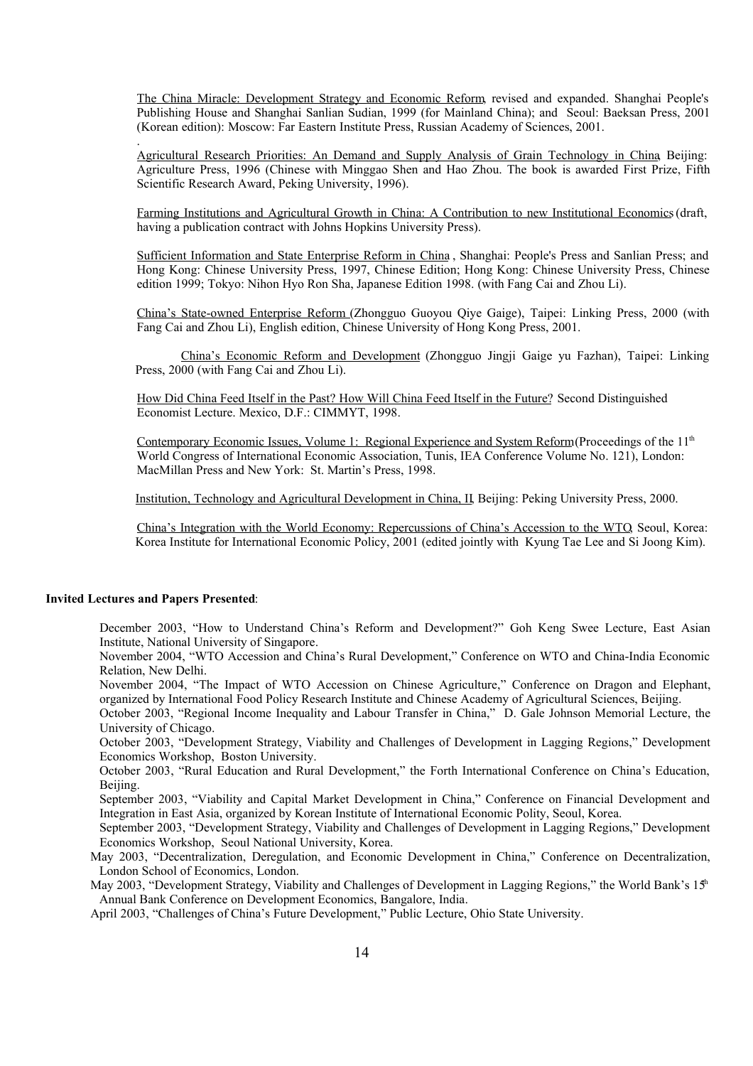The China Miracle: Development Strategy and Economic Reform, revised and expanded. Shanghai People's Publishing House and Shanghai Sanlian Sudian, 1999 (for Mainland China); and Seoul: Baeksan Press, 2001 (Korean edition): Moscow: Far Eastern Institute Press, Russian Academy of Sciences, 2001.

.

Agricultural Research Priorities: An Demand and Supply Analysis of Grain Technology in China, Beijing: Agriculture Press, 1996 (Chinese with Minggao Shen and Hao Zhou. The book is awarded First Prize, Fifth Scientific Research Award, Peking University, 1996).

Farming Institutions and Agricultural Growth in China: A Contribution to new Institutional Economics (draft, having a publication contract with Johns Hopkins University Press).

Sufficient Information and State Enterprise Reform in China, Shanghai: People's Press and Sanlian Press; and Hong Kong: Chinese University Press, 1997, Chinese Edition; Hong Kong: Chinese University Press, Chinese edition 1999; Tokyo: Nihon Hyo Ron Sha, Japanese Edition 1998. (with Fang Cai and Zhou Li).

China's State-owned Enterprise Reform (Zhongguo Guoyou Qiye Gaige), Taipei: Linking Press, 2000 (with Fang Cai and Zhou Li), English edition, Chinese University of Hong Kong Press, 2001.

China's Economic Reform and Development (Zhongguo Jingji Gaige yu Fazhan), Taipei: Linking Press, 2000 (with Fang Cai and Zhou Li).

How Did China Feed Itself in the Past? How Will China Feed Itself in the Future? Second Distinguished Economist Lecture. Mexico, D.F.: CIMMYT, 1998.

Contemporary Economic Issues, Volume 1: Regional Experience and System Reform (Proceedings of the 11th World Congress of International Economic Association, Tunis, IEA Conference Volume No. 121), London: MacMillan Press and New York: St. Martin's Press, 1998.

Institution, Technology and Agricultural Development in China, II, Beijing: Peking University Press, 2000.

China's Integration with the World Economy: Repercussions of China's Accession to the WTO, Seoul, Korea: Korea Institute for International Economic Policy, 2001 (edited jointly with Kyung Tae Lee and Si Joong Kim).

**Invited Lectures and Papers Presented**:

December 2003, "How to Understand China's Reform and Development?" Goh Keng Swee Lecture, East Asian Institute, National University of Singapore.

November 2004, "WTO Accession and China's Rural Development," Conference on WTO and China-India Economic Relation, New Delhi.

November 2004, "The Impact of WTO Accession on Chinese Agriculture," Conference on Dragon and Elephant, organized by International Food Policy Research Institute and Chinese Academy of Agricultural Sciences, Beijing.

October 2003, "Regional Income Inequality and Labour Transfer in China," D. Gale Johnson Memorial Lecture, the University of Chicago.

October 2003, "Development Strategy, Viability and Challenges of Development in Lagging Regions," Development Economics Workshop, Boston University.

October 2003, "Rural Education and Rural Development," the Forth International Conference on China's Education, Beijing.

September 2003, "Viability and Capital Market Development in China," Conference on Financial Development and Integration in East Asia, organized by Korean Institute of International Economic Polity, Seoul, Korea.

September 2003, "Development Strategy, Viability and Challenges of Development in Lagging Regions," Development Economics Workshop, Seoul National University, Korea.

May 2003, "Decentralization, Deregulation, and Economic Development in China," Conference on Decentralization, London School of Economics, London.

May 2003, "Development Strategy, Viability and Challenges of Development in Lagging Regions," the World Bank's 15th Annual Bank Conference on Development Economics, Bangalore, India.

April 2003, "Challenges of China's Future Development," Public Lecture, Ohio State University.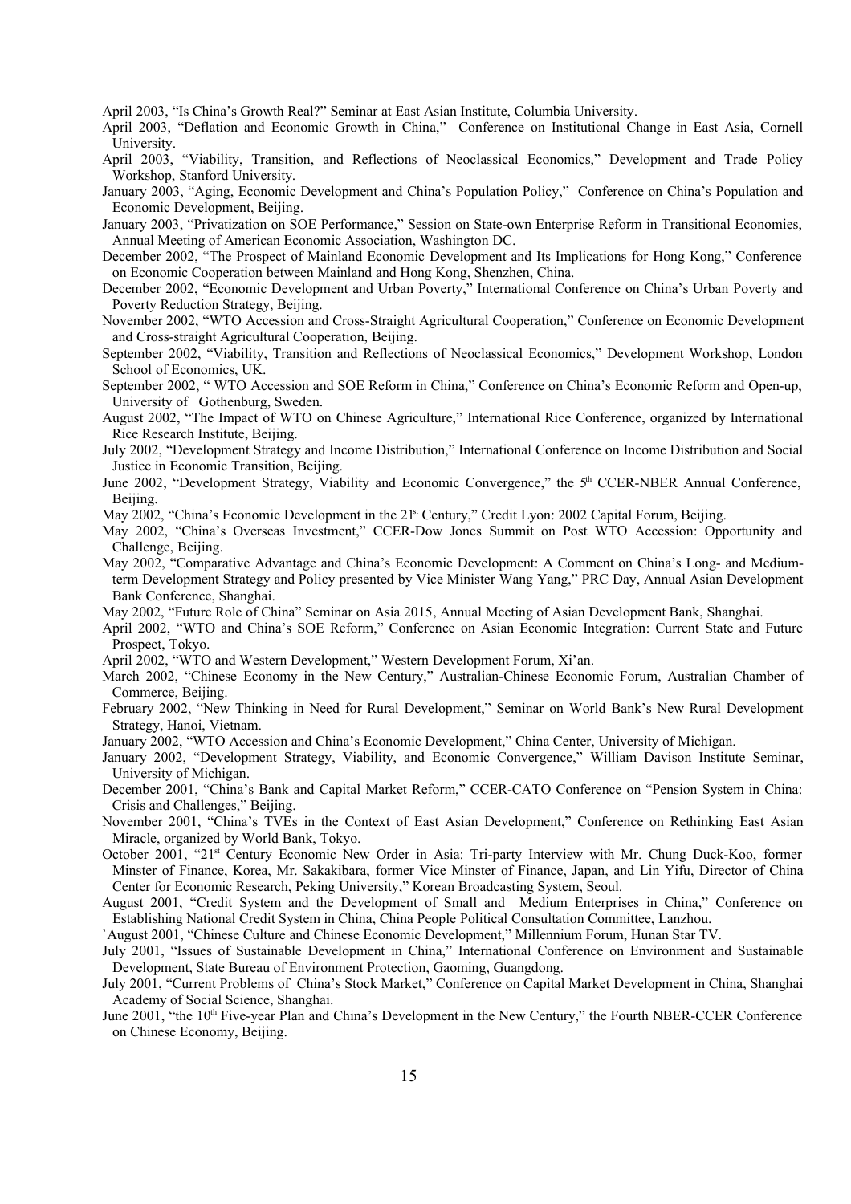April 2003, "Is China's Growth Real?" Seminar at East Asian Institute, Columbia University.

April 2003, "Deflation and Economic Growth in China," Conference on Institutional Change in East Asia, Cornell University.

April 2003, "Viability, Transition, and Reflections of Neoclassical Economics," Development and Trade Policy Workshop, Stanford University.

January 2003, "Aging, Economic Development and China's Population Policy," Conference on China's Population and Economic Development, Beijing.

January 2003, "Privatization on SOE Performance," Session on State-own Enterprise Reform in Transitional Economies, Annual Meeting of American Economic Association, Washington DC.

December 2002, "The Prospect of Mainland Economic Development and Its Implications for Hong Kong," Conference on Economic Cooperation between Mainland and Hong Kong, Shenzhen, China.

December 2002, "Economic Development and Urban Poverty," International Conference on China's Urban Poverty and Poverty Reduction Strategy, Beijing.

November 2002, "WTO Accession and Cross-Straight Agricultural Cooperation," Conference on Economic Development and Cross-straight Agricultural Cooperation, Beijing.

September 2002, "Viability, Transition and Reflections of Neoclassical Economics," Development Workshop, London School of Economics, UK.

September 2002, " WTO Accession and SOE Reform in China," Conference on China's Economic Reform and Open-up, University of Gothenburg, Sweden.

August 2002, "The Impact of WTO on Chinese Agriculture," International Rice Conference, organized by International Rice Research Institute, Beijing.

July 2002, "Development Strategy and Income Distribution," International Conference on Income Distribution and Social Justice in Economic Transition, Beijing.

June 2002, "Development Strategy, Viability and Economic Convergence," the 5th CCER-NBER Annual Conference, Beijing.

May 2002, "China's Economic Development in the 21st Century," Credit Lyon: 2002 Capital Forum, Beijing.

May 2002, "China's Overseas Investment," CCER-Dow Jones Summit on Post WTO Accession: Opportunity and Challenge, Beijing.

May 2002, "Comparative Advantage and China's Economic Development: A Comment on China's Long- and Medium-term Development Strategy and Policy presented by Vice Minister Wang Yang," PRC Day, Annual Asian Development Bank Conference, Shanghai.

May 2002, "Future Role of China" Seminar on Asia 2015, Annual Meeting of Asian Development Bank, Shanghai.

April 2002, "WTO and China's SOE Reform," Conference on Asian Economic Integration: Current State and Future Prospect, Tokyo.

April 2002, "WTO and Western Development," Western Development Forum, Xi'an.

March 2002, "Chinese Economy in the New Century," Australian-Chinese Economic Forum, Australian Chamber of Commerce, Beijing.

February 2002, "New Thinking in Need for Rural Development," Seminar on World Bank's New Rural Development Strategy, Hanoi, Vietnam.

January 2002, "WTO Accession and China's Economic Development," China Center, University of Michigan.

January 2002, "Development Strategy, Viability, and Economic Convergence," William Davison Institute Seminar, University of Michigan.

December 2001, "China's Bank and Capital Market Reform," CCER-CATO Conference on "Pension System in China: Crisis and Challenges," Beijing.

November 2001, "China's TVEs in the Context of East Asian Development," Conference on Rethinking East Asian Miracle, organized by World Bank, Tokyo.

October 2001, "21st Century Economic New Order in Asia: Tri-party Interview with Mr. Chung Duck-Koo, former Minster of Finance, Korea, Mr. Sakakibara, former Vice Minster of Finance, Japan, and Lin Yifu, Director of China Center for Economic Research, Peking University," Korean Broadcasting System, Seoul.

August 2001, "Credit System and the Development of Small and Medium Enterprises in China," Conference on Establishing National Credit System in China, China People Political Consultation Committee, Lanzhou.

`August 2001, "Chinese Culture and Chinese Economic Development," Millennium Forum, Hunan Star TV.

July 2001, "Issues of Sustainable Development in China," International Conference on Environment and Sustainable Development, State Bureau of Environment Protection, Gaoming, Guangdong.

July 2001, "Current Problems of China's Stock Market," Conference on Capital Market Development in China, Shanghai Academy of Social Science, Shanghai.

June 2001, "the 10th Five-year Plan and China's Development in the New Century," the Fourth NBER-CCER Conference on Chinese Economy, Beijing.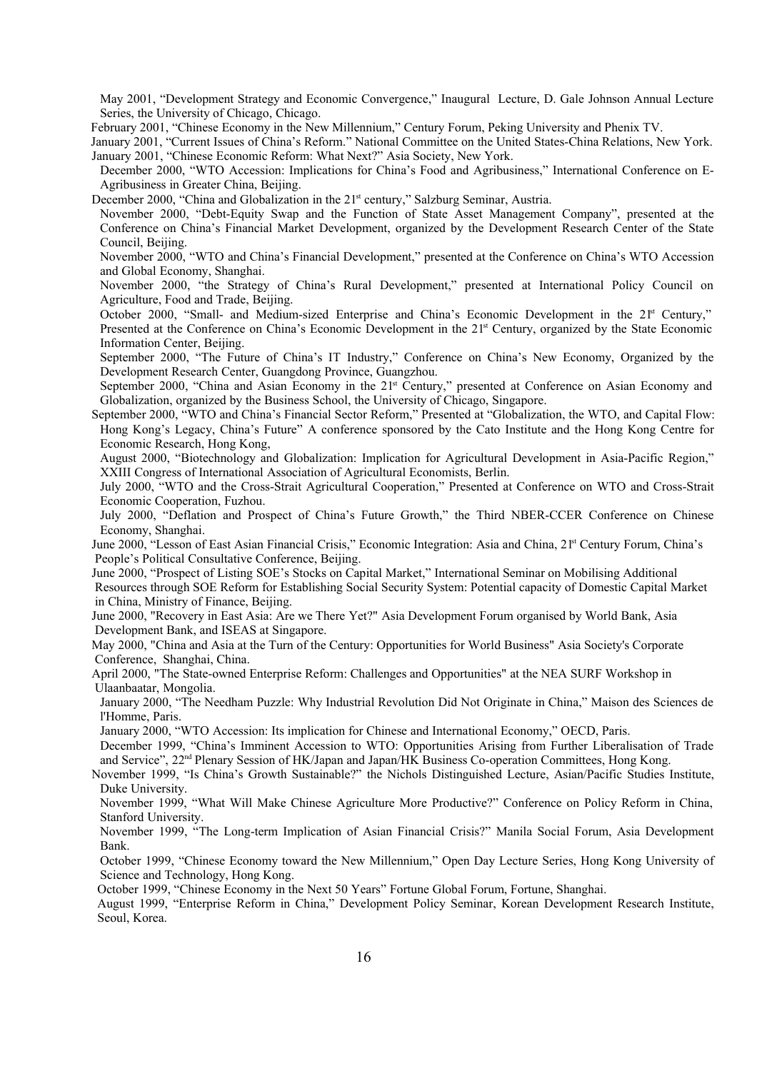May 2001, "Development Strategy and Economic Convergence," Inaugural Lecture, D. Gale Johnson Annual Lecture Series, the University of Chicago, Chicago.

February 2001, "Chinese Economy in the New Millennium," Century Forum, Peking University and Phenix TV.

January 2001, "Current Issues of China's Reform." National Committee on the United States-China Relations, New York.

January 2001, "Chinese Economic Reform: What Next?" Asia Society, New York.

December 2000, "WTO Accession: Implications for China's Food and Agribusiness," International Conference on E-Agribusiness in Greater China, Beijing.

December 2000, "China and Globalization in the 21st century," Salzburg Seminar, Austria.

November 2000, "Debt-Equity Swap and the Function of State Asset Management Company", presented at the Conference on China's Financial Market Development, organized by the Development Research Center of the State Council, Beijing.

November 2000, "WTO and China's Financial Development," presented at the Conference on China's WTO Accession and Global Economy, Shanghai.

November 2000, "the Strategy of China's Rural Development," presented at International Policy Council on Agriculture, Food and Trade, Beijing.

October 2000, "Small- and Medium-sized Enterprise and China's Economic Development in the 21st Century," Presented at the Conference on China's Economic Development in the 21st Century, organized by the State Economic Information Center, Beijing.

September 2000, "The Future of China's IT Industry," Conference on China's New Economy, Organized by the Development Research Center, Guangdong Province, Guangzhou.

September 2000, "China and Asian Economy in the 21st Century," presented at Conference on Asian Economy and Globalization, organized by the Business School, the University of Chicago, Singapore.

September 2000, "WTO and China's Financial Sector Reform," Presented at "Globalization, the WTO, and Capital Flow: Hong Kong's Legacy, China's Future" A conference sponsored by the Cato Institute and the Hong Kong Centre for Economic Research, Hong Kong,

August 2000, "Biotechnology and Globalization: Implication for Agricultural Development in Asia-Pacific Region," XXIII Congress of International Association of Agricultural Economists, Berlin.

July 2000, "WTO and the Cross-Strait Agricultural Cooperation," Presented at Conference on WTO and Cross-Strait Economic Cooperation, Fuzhou.

July 2000, "Deflation and Prospect of China's Future Growth," the Third NBER-CCER Conference on Chinese Economy, Shanghai.

June 2000, "Lesson of East Asian Financial Crisis," Economic Integration: Asia and China, 21st Century Forum, China's People's Political Consultative Conference, Beijing.

June 2000, "Prospect of Listing SOE's Stocks on Capital Market," International Seminar on Mobilising Additional Resources through SOE Reform for Establishing Social Security System: Potential capacity of Domestic Capital Market in China, Ministry of Finance, Beijing.

June 2000, "Recovery in East Asia: Are we There Yet?" Asia Development Forum organised by World Bank, Asia Development Bank, and ISEAS at Singapore.

May 2000, "China and Asia at the Turn of the Century: Opportunities for World Business" Asia Society's Corporate Conference, Shanghai, China.

April 2000, "The State-owned Enterprise Reform: Challenges and Opportunities" at the NEA SURF Workshop in Ulaanbaatar, Mongolia.

January 2000, "The Needham Puzzle: Why Industrial Revolution Did Not Originate in China," Maison des Sciences de l'Homme, Paris.

January 2000, "WTO Accession: Its implication for Chinese and International Economy," OECD, Paris.

December 1999, "China's Imminent Accession to WTO: Opportunities Arising from Further Liberalisation of Trade and Service", 22nd Plenary Session of HK/Japan and Japan/HK Business Co-operation Committees, Hong Kong.

November 1999, "Is China's Growth Sustainable?" the Nichols Distinguished Lecture, Asian/Pacific Studies Institute, Duke University.

November 1999, "What Will Make Chinese Agriculture More Productive?" Conference on Policy Reform in China, Stanford University.

November 1999, "The Long-term Implication of Asian Financial Crisis?" Manila Social Forum, Asia Development Bank.

October 1999, "Chinese Economy toward the New Millennium," Open Day Lecture Series, Hong Kong University of Science and Technology, Hong Kong.

October 1999, "Chinese Economy in the Next 50 Years" Fortune Global Forum, Fortune, Shanghai.

August 1999, "Enterprise Reform in China," Development Policy Seminar, Korean Development Research Institute, Seoul, Korea.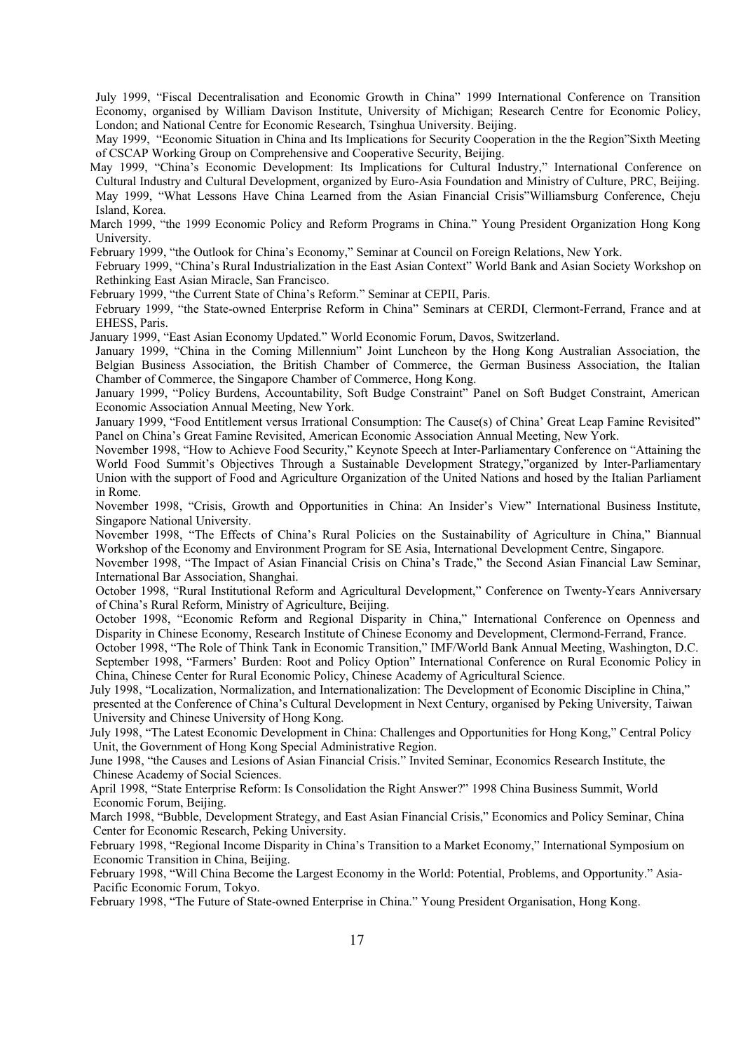July 1999, "Fiscal Decentralisation and Economic Growth in China" 1999 International Conference on Transition Economy, organised by William Davison Institute, University of Michigan; Research Centre for Economic Policy, London; and National Centre for Economic Research, Tsinghua University. Beijing.

May 1999, "Economic Situation in China and Its Implications for Security Cooperation in the the Region"Sixth Meeting of CSCAP Working Group on Comprehensive and Cooperative Security, Beijing.

May 1999, "China's Economic Development: Its Implications for Cultural Industry," International Conference on Cultural Industry and Cultural Development, organized by Euro-Asia Foundation and Ministry of Culture, PRC, Beijing.

May 1999, "What Lessons Have China Learned from the Asian Financial Crisis"Williamsburg Conference, Cheju Island, Korea.

March 1999, "the 1999 Economic Policy and Reform Programs in China." Young President Organization Hong Kong University.

February 1999, "the Outlook for China's Economy," Seminar at Council on Foreign Relations, New York.

February 1999, "China's Rural Industrialization in the East Asian Context" World Bank and Asian Society Workshop on Rethinking East Asian Miracle, San Francisco.

February 1999, "the Current State of China's Reform." Seminar at CEPII, Paris.

February 1999, "the State-owned Enterprise Reform in China" Seminars at CERDI, Clermont-Ferrand, France and at EHESS, Paris.

January 1999, "East Asian Economy Updated." World Economic Forum, Davos, Switzerland.

January 1999, "China in the Coming Millennium" Joint Luncheon by the Hong Kong Australian Association, the Belgian Business Association, the British Chamber of Commerce, the German Business Association, the Italian Chamber of Commerce, the Singapore Chamber of Commerce, Hong Kong.

January 1999, "Policy Burdens, Accountability, Soft Budge Constraint" Panel on Soft Budget Constraint, American Economic Association Annual Meeting, New York.

January 1999, "Food Entitlement versus Irrational Consumption: The Cause(s) of China' Great Leap Famine Revisited" Panel on China's Great Famine Revisited, American Economic Association Annual Meeting, New York.

November 1998, "How to Achieve Food Security," Keynote Speech at Inter-Parliamentary Conference on "Attaining the World Food Summit's Objectives Through a Sustainable Development Strategy,"organized by Inter-Parliamentary Union with the support of Food and Agriculture Organization of the United Nations and hosed by the Italian Parliament in Rome.

November 1998, "Crisis, Growth and Opportunities in China: An Insider's View" International Business Institute, Singapore National University.

November 1998, "The Effects of China's Rural Policies on the Sustainability of Agriculture in China," Biannual Workshop of the Economy and Environment Program for SE Asia, International Development Centre, Singapore.

November 1998, "The Impact of Asian Financial Crisis on China's Trade," the Second Asian Financial Law Seminar, International Bar Association, Shanghai.

October 1998, "Rural Institutional Reform and Agricultural Development," Conference on Twenty-Years Anniversary of China's Rural Reform, Ministry of Agriculture, Beijing.

October 1998, "Economic Reform and Regional Disparity in China," International Conference on Openness and Disparity in Chinese Economy, Research Institute of Chinese Economy and Development, Clermond-Ferrand, France.

October 1998, "The Role of Think Tank in Economic Transition," IMF/World Bank Annual Meeting, Washington, D.C.

September 1998, "Farmers' Burden: Root and Policy Option" International Conference on Rural Economic Policy in China, Chinese Center for Rural Economic Policy, Chinese Academy of Agricultural Science.

July 1998, "Localization, Normalization, and Internationalization: The Development of Economic Discipline in China," presented at the Conference of China's Cultural Development in Next Century, organised by Peking University, Taiwan University and Chinese University of Hong Kong.

July 1998, "The Latest Economic Development in China: Challenges and Opportunities for Hong Kong," Central Policy Unit, the Government of Hong Kong Special Administrative Region.

June 1998, "the Causes and Lesions of Asian Financial Crisis." Invited Seminar, Economics Research Institute, the Chinese Academy of Social Sciences.

April 1998, "State Enterprise Reform: Is Consolidation the Right Answer?" 1998 China Business Summit, World Economic Forum, Beijing.

March 1998, "Bubble, Development Strategy, and East Asian Financial Crisis," Economics and Policy Seminar, China Center for Economic Research, Peking University.

February 1998, "Regional Income Disparity in China's Transition to a Market Economy," International Symposium on Economic Transition in China, Beijing.

February 1998, "Will China Become the Largest Economy in the World: Potential, Problems, and Opportunity." Asia-Pacific Economic Forum, Tokyo.

February 1998, "The Future of State-owned Enterprise in China." Young President Organisation, Hong Kong.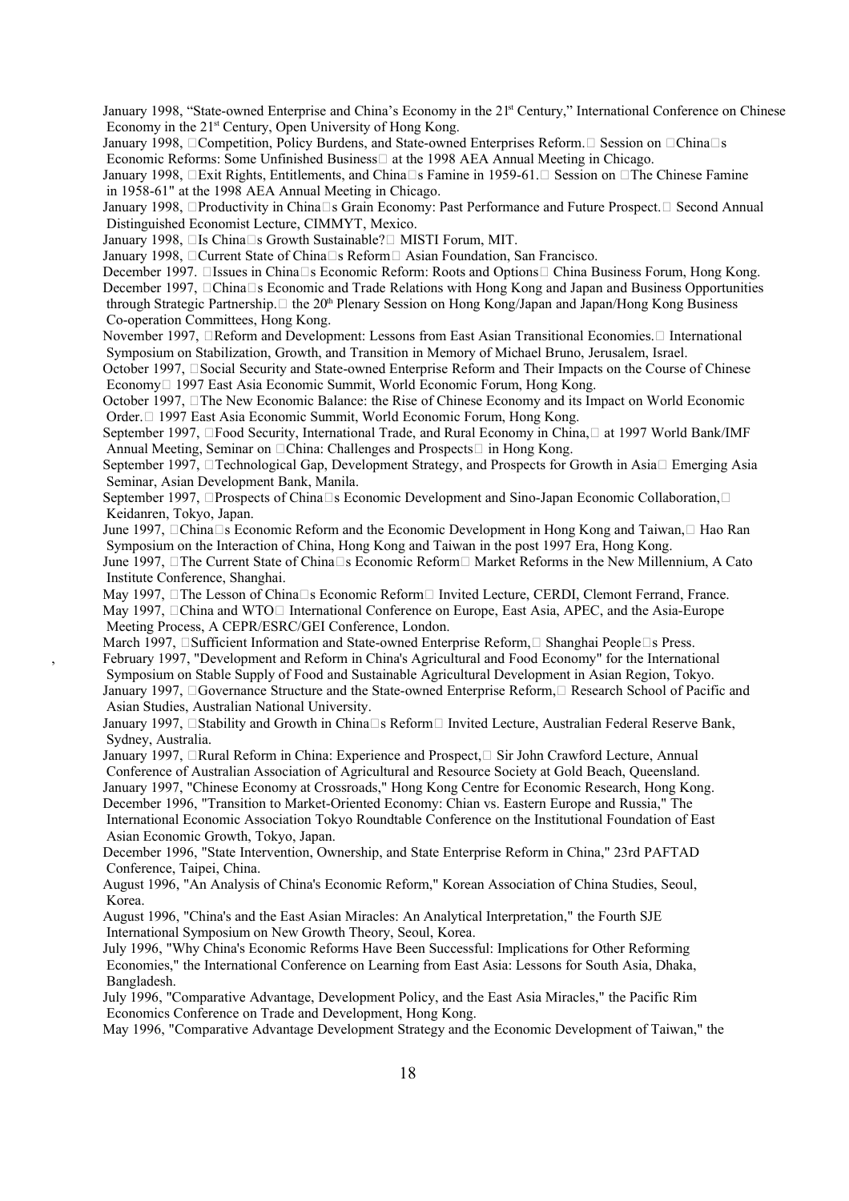January 1998, "State-owned Enterprise and China's Economy in the 21st Century," International Conference on Chinese Economy in the 21st Century, Open University of Hong Kong.

January 1998, Competition, Policy Burdens, and State-owned Enterprises Reform. Session on China's Economic Reforms: Some Unfinished Business at the 1998 AEA Annual Meeting in Chicago.

January 1998, Exit Rights, Entitlements, and China's Famine in 1959-61. Session on The Chinese Famine in 1958-61" at the 1998 AEA Annual Meeting in Chicago.

January 1998, Productivity in China's Grain Economy: Past Performance and Future Prospect. Second Annual Distinguished Economist Lecture, CIMMYT, Mexico.

January 1998, Is China's Growth Sustainable? MISTI Forum, MIT.

January 1998, Current State of China's Reform Asian Foundation, San Francisco.

December 1997. Issues in China's Economic Reform: Roots and Options China Business Forum, Hong Kong.

December 1997, China's Economic and Trade Relations with Hong Kong and Japan and Business Opportunities through Strategic Partnership. the 20th Plenary Session on Hong Kong/Japan and Japan/Hong Kong Business Co-operation Committees, Hong Kong.

November 1997, Reform and Development: Lessons from East Asian Transitional Economies. International Symposium on Stabilization, Growth, and Transition in Memory of Michael Bruno, Jerusalem, Israel.

October 1997, Social Security and State-owned Enterprise Reform and Their Impacts on the Course of Chinese Economy 1997 East Asia Economic Summit, World Economic Forum, Hong Kong.

October 1997, The New Economic Balance: the Rise of Chinese Economy and its Impact on World Economic Order. 1997 East Asia Economic Summit, World Economic Forum, Hong Kong.

September 1997, Food Security, International Trade, and Rural Economy in China, at 1997 World Bank/IMF Annual Meeting, Seminar on China: Challenges and Prospects in Hong Kong.

September 1997, Technological Gap, Development Strategy, and Prospects for Growth in Asia Emerging Asia Seminar, Asian Development Bank, Manila.

September 1997, Prospects of China's Economic Development and Sino-Japan Economic Collaboration, Keidanren, Tokyo, Japan.

June 1997, China's Economic Reform and the Economic Development in Hong Kong and Taiwan, Hao Ran Symposium on the Interaction of China, Hong Kong and Taiwan in the post 1997 Era, Hong Kong.

June 1997, The Current State of China's Economic Reform Market Reforms in the New Millennium, A Cato Institute Conference, Shanghai.

May 1997, The Lesson of China's Economic Reform Invited Lecture, CERDI, Clemont Ferrand, France.

May 1997, China and WTO International Conference on Europe, East Asia, APEC, and the Asia-Europe Meeting Process, A CEPR/ESRC/GEI Conference, London.

March 1997, Sufficient Information and State-owned Enterprise Reform, Shanghai People's Press.

February 1997, "Development and Reform in China's Agricultural and Food Economy" for the International Symposium on Stable Supply of Food and Sustainable Agricultural Development in Asian Region, Tokyo.

January 1997, Governance Structure and the State-owned Enterprise Reform, Research School of Pacific and Asian Studies, Australian National University.

January 1997, Stability and Growth in China's Reform Invited Lecture, Australian Federal Reserve Bank, Sydney, Australia.

January 1997, Rural Reform in China: Experience and Prospect, Sir John Crawford Lecture, Annual Conference of Australian Association of Agricultural and Resource Society at Gold Beach, Queensland.

January 1997, "Chinese Economy at Crossroads," Hong Kong Centre for Economic Research, Hong Kong.

December 1996, "Transition to Market-Oriented Economy: Chian vs. Eastern Europe and Russia," The International Economic Association Tokyo Roundtable Conference on the Institutional Foundation of East Asian Economic Growth, Tokyo, Japan.

December 1996, "State Intervention, Ownership, and State Enterprise Reform in China," 23rd PAFTAD Conference, Taipei, China.

August 1996, "An Analysis of China's Economic Reform," Korean Association of China Studies, Seoul, Korea.

August 1996, "China's and the East Asian Miracles: An Analytical Interpretation," the Fourth SJE International Symposium on New Growth Theory, Seoul, Korea.

July 1996, "Why China's Economic Reforms Have Been Successful: Implications for Other Reforming Economies," the International Conference on Learning from East Asia: Lessons for South Asia, Dhaka, Bangladesh.

July 1996, "Comparative Advantage, Development Policy, and the East Asia Miracles," the Pacific Rim Economics Conference on Trade and Development, Hong Kong.

May 1996, "Comparative Advantage Development Strategy and the Economic Development of Taiwan," the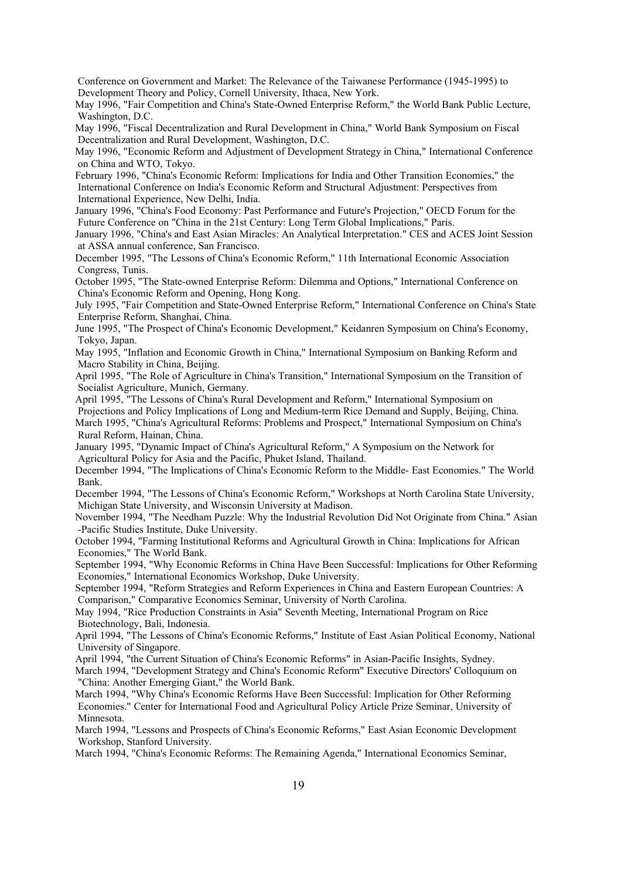Conference on Government and Market: The Relevance of the Taiwanese Performance (1945-1995) to Development Theory and Policy, Cornell University, Ithaca, New York.

May 1996, "Fair Competition and China's State-Owned Enterprise Reform," the World Bank Public Lecture, Washington, D.C.

May 1996, "Fiscal Decentralization and Rural Development in China," World Bank Symposium on Fiscal Decentralization and Rural Development, Washington, D.C.

May 1996, "Economic Reform and Adjustment of Development Strategy in China," International Conference on China and WTO, Tokyo.

February 1996, "China's Economic Reform: Implications for India and Other Transition Economies," the International Conference on India's Economic Reform and Structural Adjustment: Perspectives from International Experience, New Delhi, India.

January 1996, "China's Food Economy: Past Performance and Future's Projection," OECD Forum for the Future Conference on "China in the 21st Century: Long Term Global Implications," Paris.

January 1996, "China's and East Asian Miracles: An Analytical Interpretation." CES and ACES Joint Session at ASSA annual conference, San Francisco.

December 1995, "The Lessons of China's Economic Reform," 11th International Economic Association Congress, Tunis.

October 1995, "The State-owned Enterprise Reform: Dilemma and Options," International Conference on China's Economic Reform and Opening, Hong Kong.

July 1995, "Fair Competition and State-Owned Enterprise Reform," International Conference on China's State Enterprise Reform, Shanghai, China.

June 1995, "The Prospect of China's Economic Development," Keidanren Symposium on China's Economy, Tokyo, Japan.

May 1995, "Inflation and Economic Growth in China," International Symposium on Banking Reform and Macro Stability in China, Beijing.

April 1995, "The Role of Agriculture in China's Transition," International Symposium on the Transition of Socialist Agriculture, Munich, Germany.

April 1995, "The Lessons of China's Rural Development and Reform," International Symposium on Projections and Policy Implications of Long and Medium-term Rice Demand and Supply, Beijing, China.

March 1995, "China's Agricultural Reforms: Problems and Prospect," International Symposium on China's Rural Reform, Hainan, China.

January 1995, "Dynamic Impact of China's Agricultural Reform," A Symposium on the Network for Agricultural Policy for Asia and the Pacific, Phuket Island, Thailand.

December 1994, "The Implications of China's Economic Reform to the Middle- East Economies." The World Bank.

December 1994, "The Lessons of China's Economic Reform," Workshops at North Carolina State University, Michigan State University, and Wisconsin University at Madison.

November 1994, "The Needham Puzzle: Why the Industrial Revolution Did Not Originate from China." Asian -Pacific Studies Institute, Duke University.

October 1994, "Farming Institutional Reforms and Agricultural Growth in China: Implications for African Economies," The World Bank.

September 1994, "Why Economic Reforms in China Have Been Successful: Implications for Other Reforming Economies," International Economics Workshop, Duke University.

September 1994, "Reform Strategies and Reform Experiences in China and Eastern European Countries: A Comparison," Comparative Economics Seminar, University of North Carolina.

May 1994, "Rice Production Constraints in Asia" Seventh Meeting, International Program on Rice Biotechnology, Bali, Indonesia.

April 1994, "The Lessons of China's Economic Reforms," Institute of East Asian Political Economy, National University of Singapore.

April 1994, "the Current Situation of China's Economic Reforms" in Asian-Pacific Insights, Sydney.

March 1994, "Development Strategy and China's Economic Reform" Executive Directors' Colloquium on "China: Another Emerging Giant," the World Bank.

March 1994, "Why China's Economic Reforms Have Been Successful: Implication for Other Reforming Economies." Center for International Food and Agricultural Policy Article Prize Seminar, University of Minnesota.

March 1994, "Lessons and Prospects of China's Economic Reforms," East Asian Economic Development Workshop, Stanford University.

March 1994, "China's Economic Reforms: The Remaining Agenda," International Economics Seminar,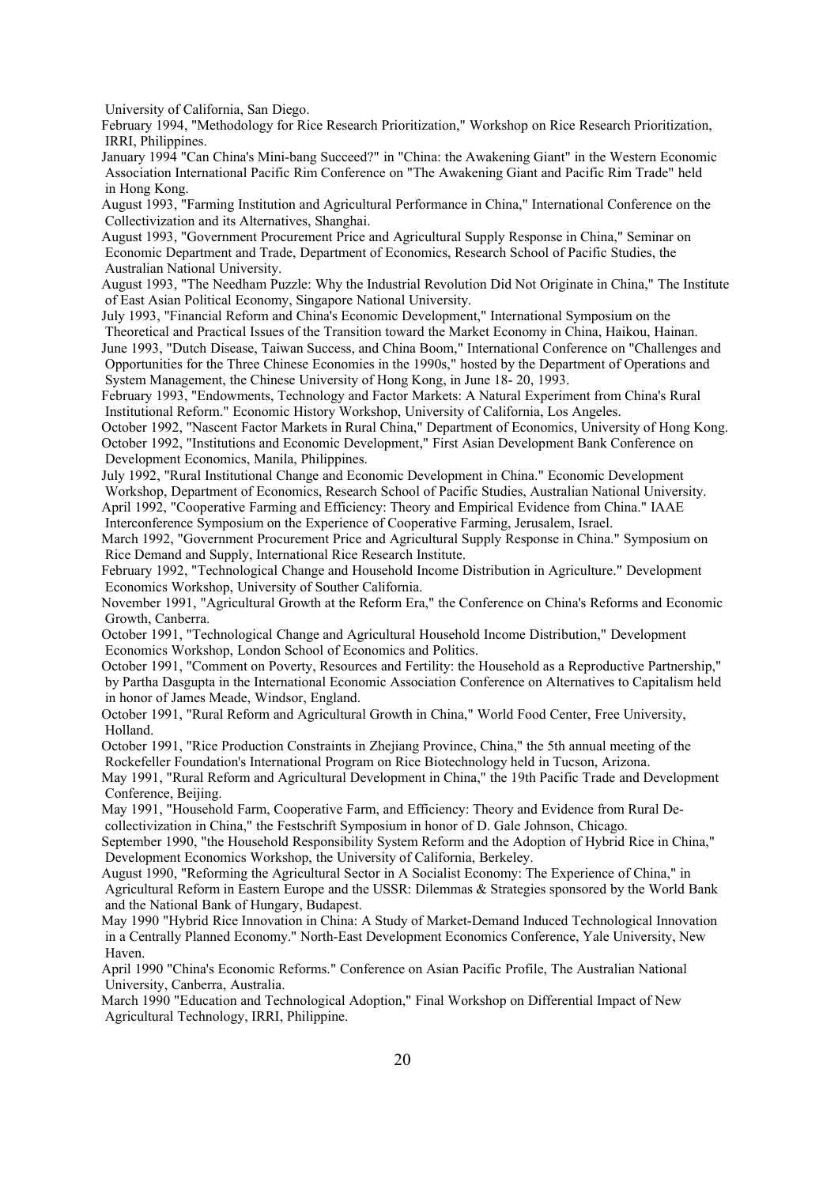University of California, San Diego.

February 1994, "Methodology for Rice Research Prioritization," Workshop on Rice Research Prioritization, IRRI, Philippines.

January 1994 "Can China's Mini-bang Succeed?" in "China: the Awakening Giant" in the Western Economic Association International Pacific Rim Conference on "The Awakening Giant and Pacific Rim Trade" held in Hong Kong.

August 1993, "Farming Institution and Agricultural Performance in China," International Conference on the Collectivization and its Alternatives, Shanghai.

August 1993, "Government Procurement Price and Agricultural Supply Response in China," Seminar on Economic Department and Trade, Department of Economics, Research School of Pacific Studies, the Australian National University.

August 1993, "The Needham Puzzle: Why the Industrial Revolution Did Not Originate in China," The Institute of East Asian Political Economy, Singapore National University.

July 1993, "Financial Reform and China's Economic Development," International Symposium on the Theoretical and Practical Issues of the Transition toward the Market Economy in China, Haikou, Hainan.

June 1993, "Dutch Disease, Taiwan Success, and China Boom," International Conference on "Challenges and Opportunities for the Three Chinese Economies in the 1990s," hosted by the Department of Operations and System Management, the Chinese University of Hong Kong, in June 18- 20, 1993.

February 1993, "Endowments, Technology and Factor Markets: A Natural Experiment from China's Rural Institutional Reform." Economic History Workshop, University of California, Los Angeles.

October 1992, "Nascent Factor Markets in Rural China," Department of Economics, University of Hong Kong.

October 1992, "Institutions and Economic Development," First Asian Development Bank Conference on Development Economics, Manila, Philippines.

July 1992, "Rural Institutional Change and Economic Development in China." Economic Development Workshop, Department of Economics, Research School of Pacific Studies, Australian National University.

April 1992, "Cooperative Farming and Efficiency: Theory and Empirical Evidence from China." IAAE Interconference Symposium on the Experience of Cooperative Farming, Jerusalem, Israel.

March 1992, "Government Procurement Price and Agricultural Supply Response in China." Symposium on Rice Demand and Supply, International Rice Research Institute.

February 1992, "Technological Change and Household Income Distribution in Agriculture." Development Economics Workshop, University of Souther California.

November 1991, "Agricultural Growth at the Reform Era," the Conference on China's Reforms and Economic Growth, Canberra.

October 1991, "Technological Change and Agricultural Household Income Distribution," Development Economics Workshop, London School of Economics and Politics.

October 1991, "Comment on Poverty, Resources and Fertility: the Household as a Reproductive Partnership," by Partha Dasgupta in the International Economic Association Conference on Alternatives to Capitalism held in honor of James Meade, Windsor, England.

October 1991, "Rural Reform and Agricultural Growth in China," World Food Center, Free University, Holland.

October 1991, "Rice Production Constraints in Zhejiang Province, China," the 5th annual meeting of the Rockefeller Foundation's International Program on Rice Biotechnology held in Tucson, Arizona.

May 1991, "Rural Reform and Agricultural Development in China," the 19th Pacific Trade and Development Conference, Beijing.

May 1991, "Household Farm, Cooperative Farm, and Efficiency: Theory and Evidence from Rural De-collectivization in China," the Festschrift Symposium in honor of D. Gale Johnson, Chicago.

September 1990, "the Household Responsibility System Reform and the Adoption of Hybrid Rice in China," Development Economics Workshop, the University of California, Berkeley.

August 1990, "Reforming the Agricultural Sector in A Socialist Economy: The Experience of China," in Agricultural Reform in Eastern Europe and the USSR: Dilemmas & Strategies sponsored by the World Bank and the National Bank of Hungary, Budapest.

May 1990 "Hybrid Rice Innovation in China: A Study of Market-Demand Induced Technological Innovation in a Centrally Planned Economy." North-East Development Economics Conference, Yale University, New Haven.

April 1990 "China's Economic Reforms." Conference on Asian Pacific Profile, The Australian National University, Canberra, Australia.

March 1990 "Education and Technological Adoption," Final Workshop on Differential Impact of New Agricultural Technology, IRRI, Philippine.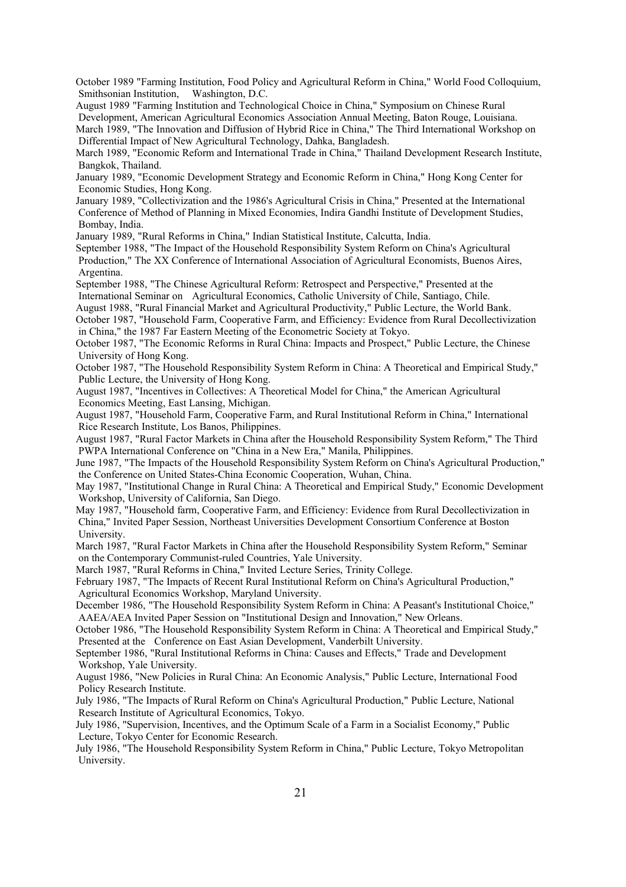October 1989 "Farming Institution, Food Policy and Agricultural Reform in China," World Food Colloquium, Smithsonian Institution, Washington, D.C.

August 1989 "Farming Institution and Technological Choice in China," Symposium on Chinese Rural Development, American Agricultural Economics Association Annual Meeting, Baton Rouge, Louisiana.

March 1989, "The Innovation and Diffusion of Hybrid Rice in China," The Third International Workshop on Differential Impact of New Agricultural Technology, Dahka, Bangladesh.

March 1989, "Economic Reform and International Trade in China," Thailand Development Research Institute, Bangkok, Thailand.

January 1989, "Economic Development Strategy and Economic Reform in China," Hong Kong Center for Economic Studies, Hong Kong.

January 1989, "Collectivization and the 1986's Agricultural Crisis in China," Presented at the International Conference of Method of Planning in Mixed Economies, Indira Gandhi Institute of Development Studies, Bombay, India.

January 1989, "Rural Reforms in China," Indian Statistical Institute, Calcutta, India.

September 1988, "The Impact of the Household Responsibility System Reform on China's Agricultural Production," The XX Conference of International Association of Agricultural Economists, Buenos Aires, Argentina.

September 1988, "The Chinese Agricultural Reform: Retrospect and Perspective," Presented at the International Seminar on Agricultural Economics, Catholic University of Chile, Santiago, Chile.

August 1988, "Rural Financial Market and Agricultural Productivity," Public Lecture, the World Bank.

October 1987, "Household Farm, Cooperative Farm, and Efficiency: Evidence from Rural Decollectivization in China," the 1987 Far Eastern Meeting of the Econometric Society at Tokyo.

October 1987, "The Economic Reforms in Rural China: Impacts and Prospect," Public Lecture, the Chinese University of Hong Kong.

October 1987, "The Household Responsibility System Reform in China: A Theoretical and Empirical Study," Public Lecture, the University of Hong Kong.

August 1987, "Incentives in Collectives: A Theoretical Model for China," the American Agricultural Economics Meeting, East Lansing, Michigan.

August 1987, "Household Farm, Cooperative Farm, and Rural Institutional Reform in China," International Rice Research Institute, Los Banos, Philippines.

August 1987, "Rural Factor Markets in China after the Household Responsibility System Reform," The Third PWPA International Conference on "China in a New Era," Manila, Philippines.

June 1987, "The Impacts of the Household Responsibility System Reform on China's Agricultural Production," the Conference on United States-China Economic Cooperation, Wuhan, China.

May 1987, "Institutional Change in Rural China: A Theoretical and Empirical Study," Economic Development Workshop, University of California, San Diego.

May 1987, "Household farm, Cooperative Farm, and Efficiency: Evidence from Rural Decollectivization in China," Invited Paper Session, Northeast Universities Development Consortium Conference at Boston University.

March 1987, "Rural Factor Markets in China after the Household Responsibility System Reform," Seminar on the Contemporary Communist-ruled Countries, Yale University.

March 1987, "Rural Reforms in China," Invited Lecture Series, Trinity College.

February 1987, "The Impacts of Recent Rural Institutional Reform on China's Agricultural Production," Agricultural Economics Workshop, Maryland University.

December 1986, "The Household Responsibility System Reform in China: A Peasant's Institutional Choice," AAEA/AEA Invited Paper Session on "Institutional Design and Innovation," New Orleans.

October 1986, "The Household Responsibility System Reform in China: A Theoretical and Empirical Study," Presented at the Conference on East Asian Development, Vanderbilt University.

September 1986, "Rural Institutional Reforms in China: Causes and Effects," Trade and Development Workshop, Yale University.

August 1986, "New Policies in Rural China: An Economic Analysis," Public Lecture, International Food Policy Research Institute.

July 1986, "The Impacts of Rural Reform on China's Agricultural Production," Public Lecture, National Research Institute of Agricultural Economics, Tokyo.

July 1986, "Supervision, Incentives, and the Optimum Scale of a Farm in a Socialist Economy," Public Lecture, Tokyo Center for Economic Research.

July 1986, "The Household Responsibility System Reform in China," Public Lecture, Tokyo Metropolitan University.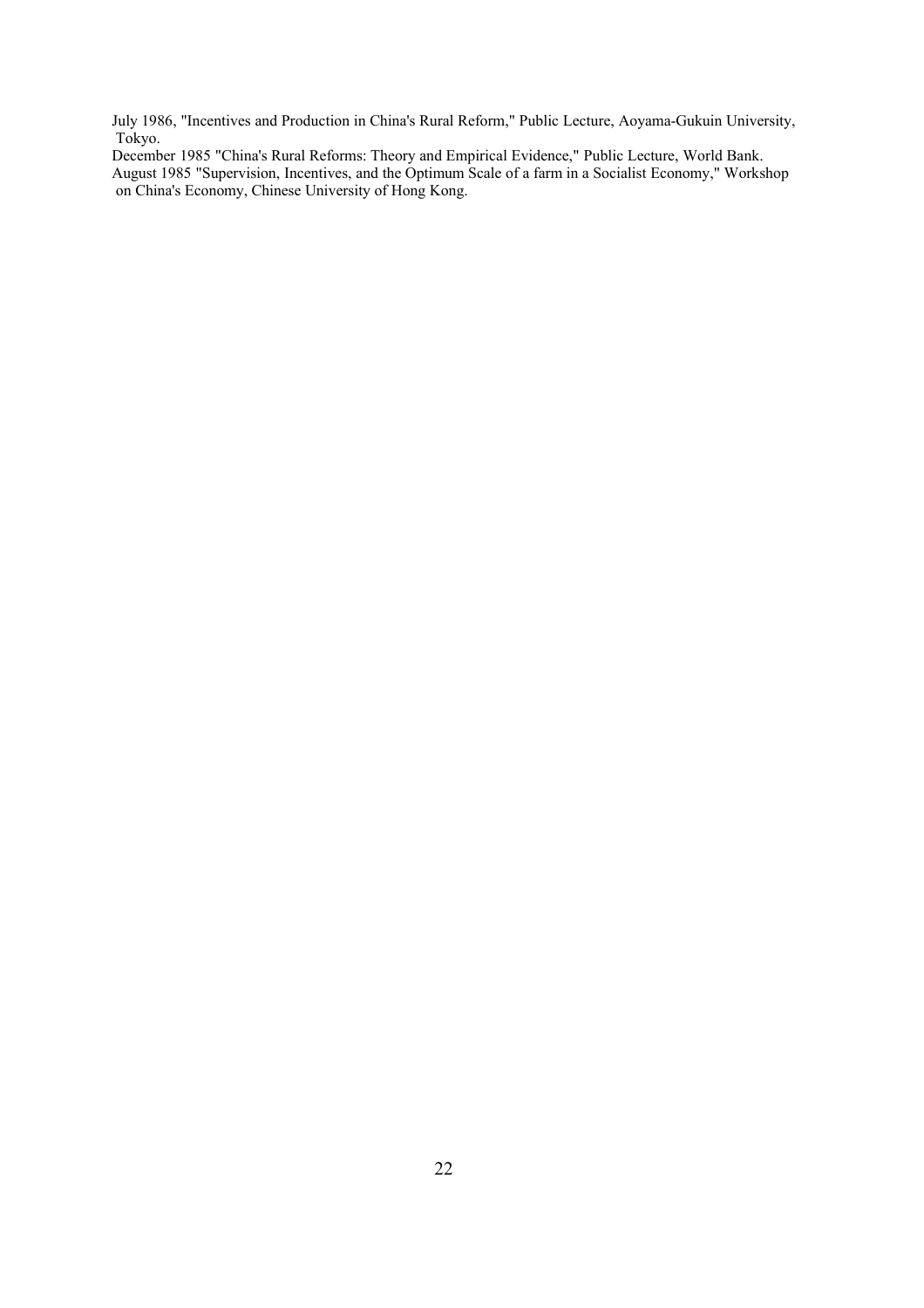July 1986, "Incentives and Production in China's Rural Reform," Public Lecture, Aoyama-Gukuin University, Tokyo.

December 1985 "China's Rural Reforms: Theory and Empirical Evidence," Public Lecture, World Bank.

August 1985 "Supervision, Incentives, and the Optimum Scale of a farm in a Socialist Economy," Workshop on China's Economy, Chinese University of Hong Kong.